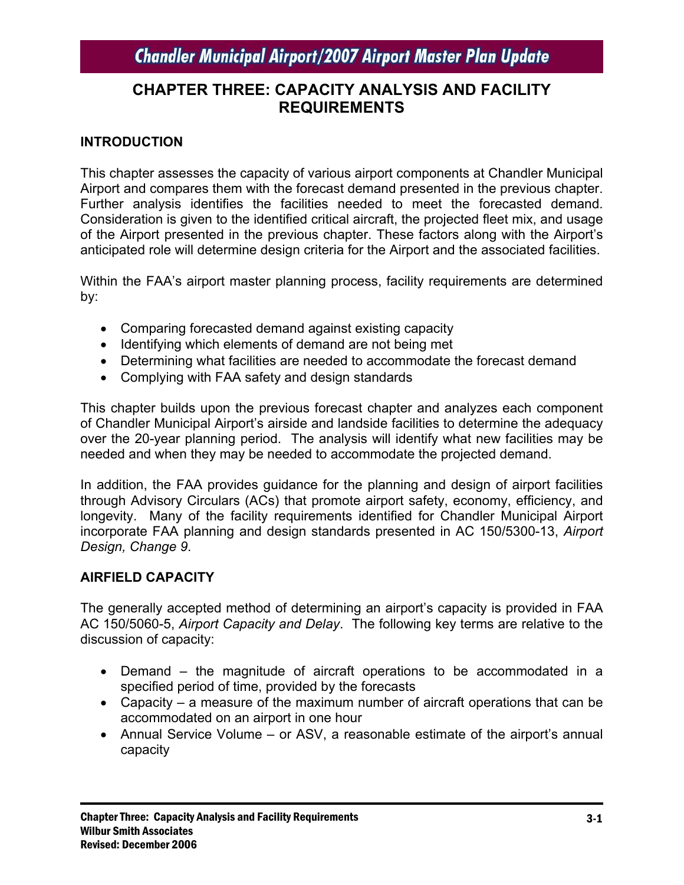# CHAPTER THREE: CAPACITY ANALYSIS AND FACILITY REQUIREMENTS

## INTRODUCTION

This chapter assesses the capacity of various airport components at Chandler Municipal Airport and compares them with the forecast demand presented in the previous chapter. Further analysis identifies the facilities needed to meet the forecasted demand. Consideration is given to the identified critical aircraft, the projected fleet mix, and usage of the Airport presented in the previous chapter. These factors along with the Airport's anticipated role will determine design criteria for the Airport and the associated facilities.

Within the FAA's airport master planning process, facility requirements are determined by:

- Comparing forecasted demand against existing capacity
- Identifying which elements of demand are not being met
- Determining what facilities are needed to accommodate the forecast demand
- Complying with FAA safety and design standards

This chapter builds upon the previous forecast chapter and analyzes each component of Chandler Municipal Airport's airside and landside facilities to determine the adequacy over the 20-year planning period. The analysis will identify what new facilities may be needed and when they may be needed to accommodate the projected demand.

In addition, the FAA provides guidance for the planning and design of airport facilities through Advisory Circulars (ACs) that promote airport safety, economy, efficiency, and longevity. Many of the facility requirements identified for Chandler Municipal Airport incorporate FAA planning and design standards presented in AC 150/5300-13, *Airport Design, Change 9*.

## AIRFIELD CAPACITY

The generally accepted method of determining an airport's capacity is provided in FAA AC 150/5060-5, *Airport Capacity and Delay*. The following key terms are relative to the discussion of capacity:

- Demand – the magnitude of aircraft operations to be accommodated in a specified period of time, provided by the forecasts
- Capacity – a measure of the maximum number of aircraft operations that can be accommodated on an airport in one hour
- Annual Service Volume – or ASV, a reasonable estimate of the airport's annual capacity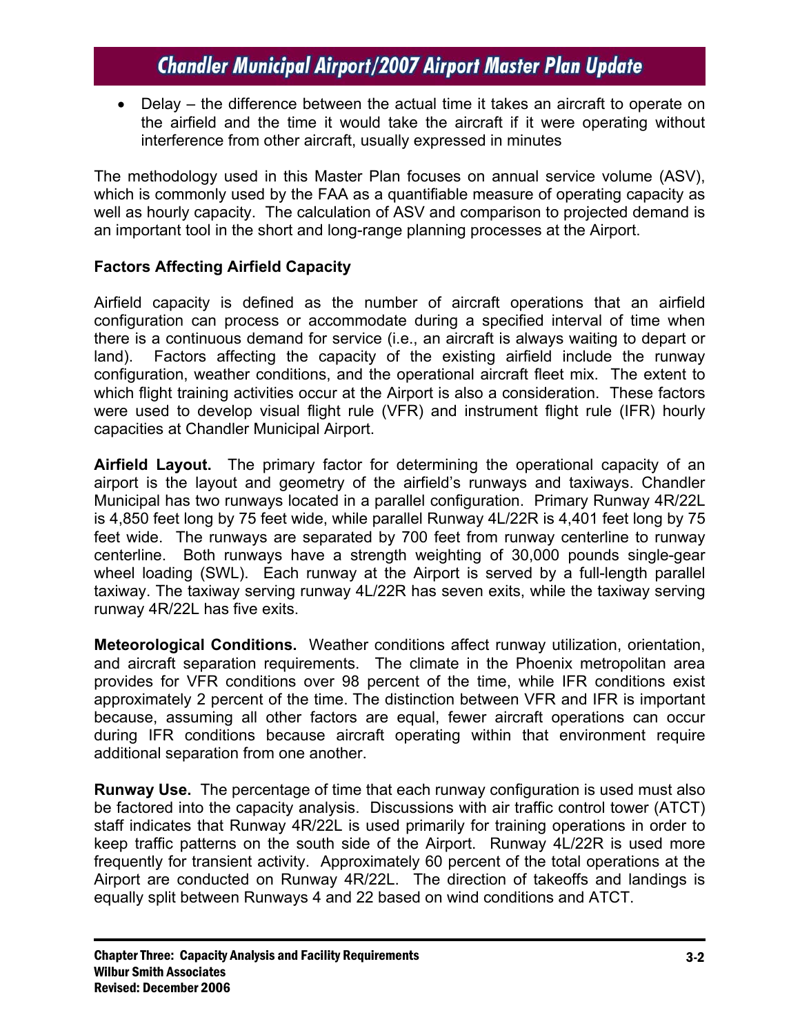- Delay – the difference between the actual time it takes an aircraft to operate on the airfield and the time it would take the aircraft if it were operating without interference from other aircraft, usually expressed in minutes

The methodology used in this Master Plan focuses on annual service volume (ASV), which is commonly used by the FAA as a quantifiable measure of operating capacity as well as hourly capacity. The calculation of ASV and comparison to projected demand is an important tool in the short and long-range planning processes at the Airport.

**Factors Affecting Airfield Capacity**

Airfield capacity is defined as the number of aircraft operations that an airfield configuration can process or accommodate during a specified interval of time when there is a continuous demand for service (i.e., an aircraft is always waiting to depart or land). Factors affecting the capacity of the existing airfield include the runway configuration, weather conditions, and the operational aircraft fleet mix. The extent to which flight training activities occur at the Airport is also a consideration. These factors were used to develop visual flight rule (VFR) and instrument flight rule (IFR) hourly capacities at Chandler Municipal Airport.

**Airfield Layout.** The primary factor for determining the operational capacity of an airport is the layout and geometry of the airfield's runways and taxiways. Chandler Municipal has two runways located in a parallel configuration. Primary Runway 4R/22L is 4,850 feet long by 75 feet wide, while parallel Runway 4L/22R is 4,401 feet long by 75 feet wide. The runways are separated by 700 feet from runway centerline to runway centerline. Both runways have a strength weighting of 30,000 pounds single-gear wheel loading (SWL). Each runway at the Airport is served by a full-length parallel taxiway. The taxiway serving runway 4L/22R has seven exits, while the taxiway serving runway 4R/22L has five exits.

**Meteorological Conditions.** Weather conditions affect runway utilization, orientation, and aircraft separation requirements. The climate in the Phoenix metropolitan area provides for VFR conditions over 98 percent of the time, while IFR conditions exist approximately 2 percent of the time. The distinction between VFR and IFR is important because, assuming all other factors are equal, fewer aircraft operations can occur during IFR conditions because aircraft operating within that environment require additional separation from one another.

**Runway Use.** The percentage of time that each runway configuration is used must also be factored into the capacity analysis. Discussions with air traffic control tower (ATCT) staff indicates that Runway 4R/22L is used primarily for training operations in order to keep traffic patterns on the south side of the Airport. Runway 4L/22R is used more frequently for transient activity. Approximately 60 percent of the total operations at the Airport are conducted on Runway 4R/22L. The direction of takeoffs and landings is equally split between Runways 4 and 22 based on wind conditions and ATCT.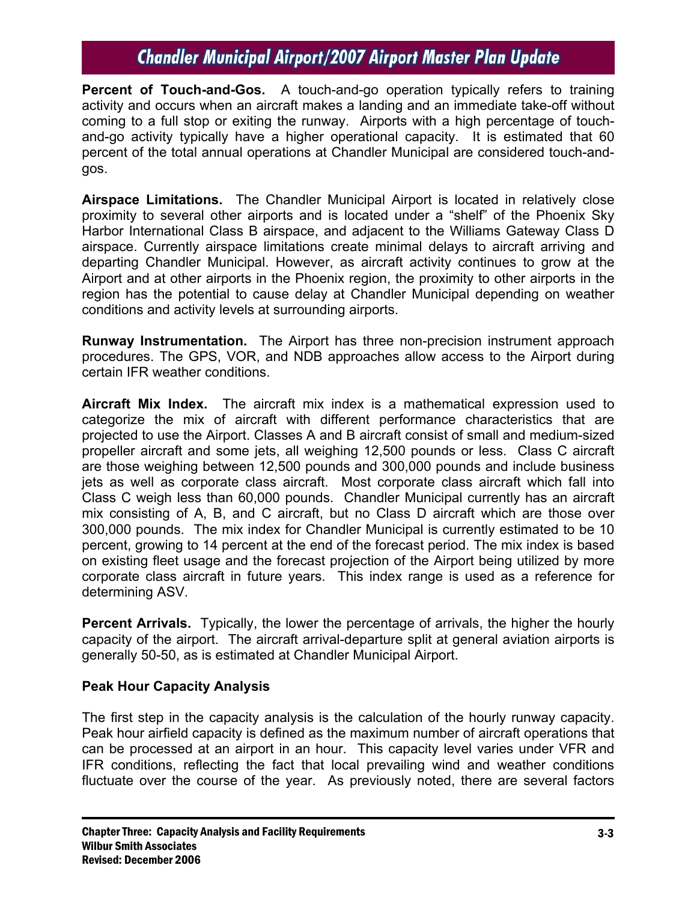**Percent of Touch-and-Gos.** A touch-and-go operation typically refers to training activity and occurs when an aircraft makes a landing and an immediate take-off without coming to a full stop or exiting the runway. Airports with a high percentage of touch-and-go activity typically have a higher operational capacity. It is estimated that 60 percent of the total annual operations at Chandler Municipal are considered touch-and-gos.

**Airspace Limitations.** The Chandler Municipal Airport is located in relatively close proximity to several other airports and is located under a "shelf" of the Phoenix Sky Harbor International Class B airspace, and adjacent to the Williams Gateway Class D airspace. Currently airspace limitations create minimal delays to aircraft arriving and departing Chandler Municipal. However, as aircraft activity continues to grow at the Airport and at other airports in the Phoenix region, the proximity to other airports in the region has the potential to cause delay at Chandler Municipal depending on weather conditions and activity levels at surrounding airports.

**Runway Instrumentation.** The Airport has three non-precision instrument approach procedures. The GPS, VOR, and NDB approaches allow access to the Airport during certain IFR weather conditions.

**Aircraft Mix Index.** The aircraft mix index is a mathematical expression used to categorize the mix of aircraft with different performance characteristics that are projected to use the Airport. Classes A and B aircraft consist of small and medium-sized propeller aircraft and some jets, all weighing 12,500 pounds or less. Class C aircraft are those weighing between 12,500 pounds and 300,000 pounds and include business jets as well as corporate class aircraft. Most corporate class aircraft which fall into Class C weigh less than 60,000 pounds. Chandler Municipal currently has an aircraft mix consisting of A, B, and C aircraft, but no Class D aircraft which are those over 300,000 pounds. The mix index for Chandler Municipal is currently estimated to be 10 percent, growing to 14 percent at the end of the forecast period. The mix index is based on existing fleet usage and the forecast projection of the Airport being utilized by more corporate class aircraft in future years. This index range is used as a reference for determining ASV.

**Percent Arrivals.** Typically, the lower the percentage of arrivals, the higher the hourly capacity of the airport. The aircraft arrival-departure split at general aviation airports is generally 50-50, as is estimated at Chandler Municipal Airport.

### Peak Hour Capacity Analysis

The first step in the capacity analysis is the calculation of the hourly runway capacity. Peak hour airfield capacity is defined as the maximum number of aircraft operations that can be processed at an airport in an hour. This capacity level varies under VFR and IFR conditions, reflecting the fact that local prevailing wind and weather conditions fluctuate over the course of the year. As previously noted, there are several factors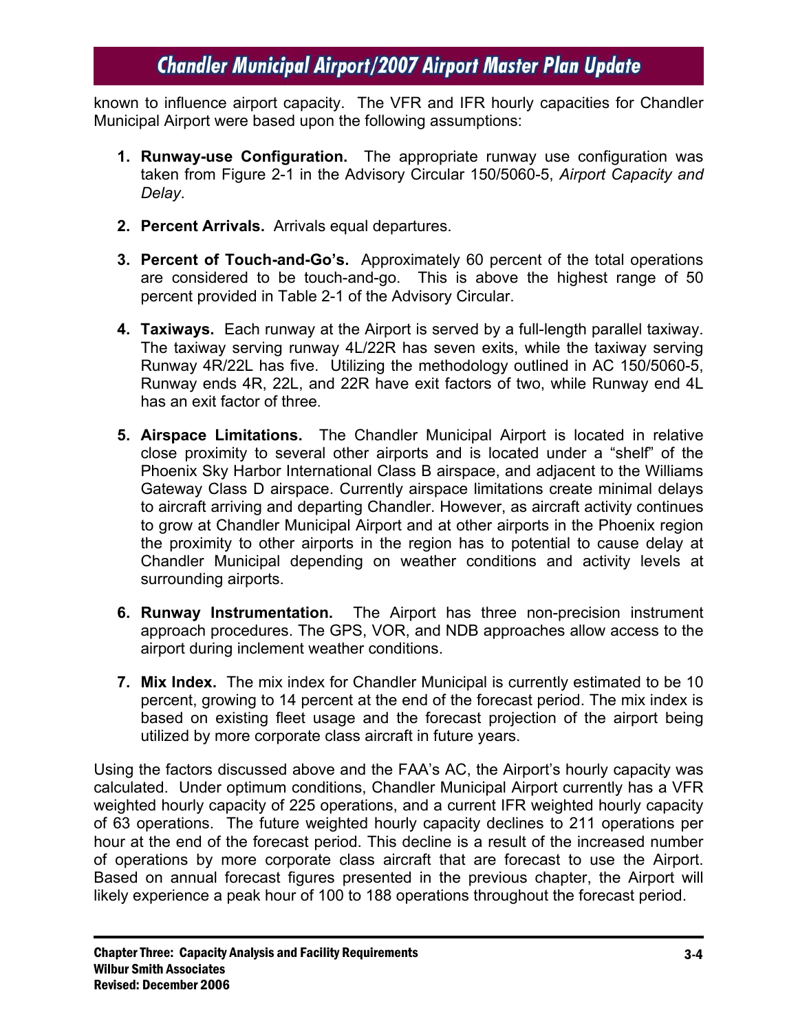known to influence airport capacity. The VFR and IFR hourly capacities for Chandler Municipal Airport were based upon the following assumptions:

1. **Runway-use Configuration.** The appropriate runway use configuration was taken from Figure 2-1 in the Advisory Circular 150/5060-5, *Airport Capacity and Delay*.

2. **Percent Arrivals.** Arrivals equal departures.

3. **Percent of Touch-and-Go's.** Approximately 60 percent of the total operations are considered to be touch-and-go. This is above the highest range of 50 percent provided in Table 2-1 of the Advisory Circular.

4. **Taxiways.** Each runway at the Airport is served by a full-length parallel taxiway. The taxiway serving runway 4L/22R has seven exits, while the taxiway serving Runway 4R/22L has five. Utilizing the methodology outlined in AC 150/5060-5, Runway ends 4R, 22L, and 22R have exit factors of two, while Runway end 4L has an exit factor of three.

5. **Airspace Limitations.** The Chandler Municipal Airport is located in relative close proximity to several other airports and is located under a "shelf" of the Phoenix Sky Harbor International Class B airspace, and adjacent to the Williams Gateway Class D airspace. Currently airspace limitations create minimal delays to aircraft arriving and departing Chandler. However, as aircraft activity continues to grow at Chandler Municipal Airport and at other airports in the Phoenix region the proximity to other airports in the region has to potential to cause delay at Chandler Municipal depending on weather conditions and activity levels at surrounding airports.

6. **Runway Instrumentation.** The Airport has three non-precision instrument approach procedures. The GPS, VOR, and NDB approaches allow access to the airport during inclement weather conditions.

7. **Mix Index.** The mix index for Chandler Municipal is currently estimated to be 10 percent, growing to 14 percent at the end of the forecast period. The mix index is based on existing fleet usage and the forecast projection of the airport being utilized by more corporate class aircraft in future years.

Using the factors discussed above and the FAA's AC, the Airport's hourly capacity was calculated. Under optimum conditions, Chandler Municipal Airport currently has a VFR weighted hourly capacity of 225 operations, and a current IFR weighted hourly capacity of 63 operations. The future weighted hourly capacity declines to 211 operations per hour at the end of the forecast period. This decline is a result of the increased number of operations by more corporate class aircraft that are forecast to use the Airport. Based on annual forecast figures presented in the previous chapter, the Airport will likely experience a peak hour of 100 to 188 operations throughout the forecast period.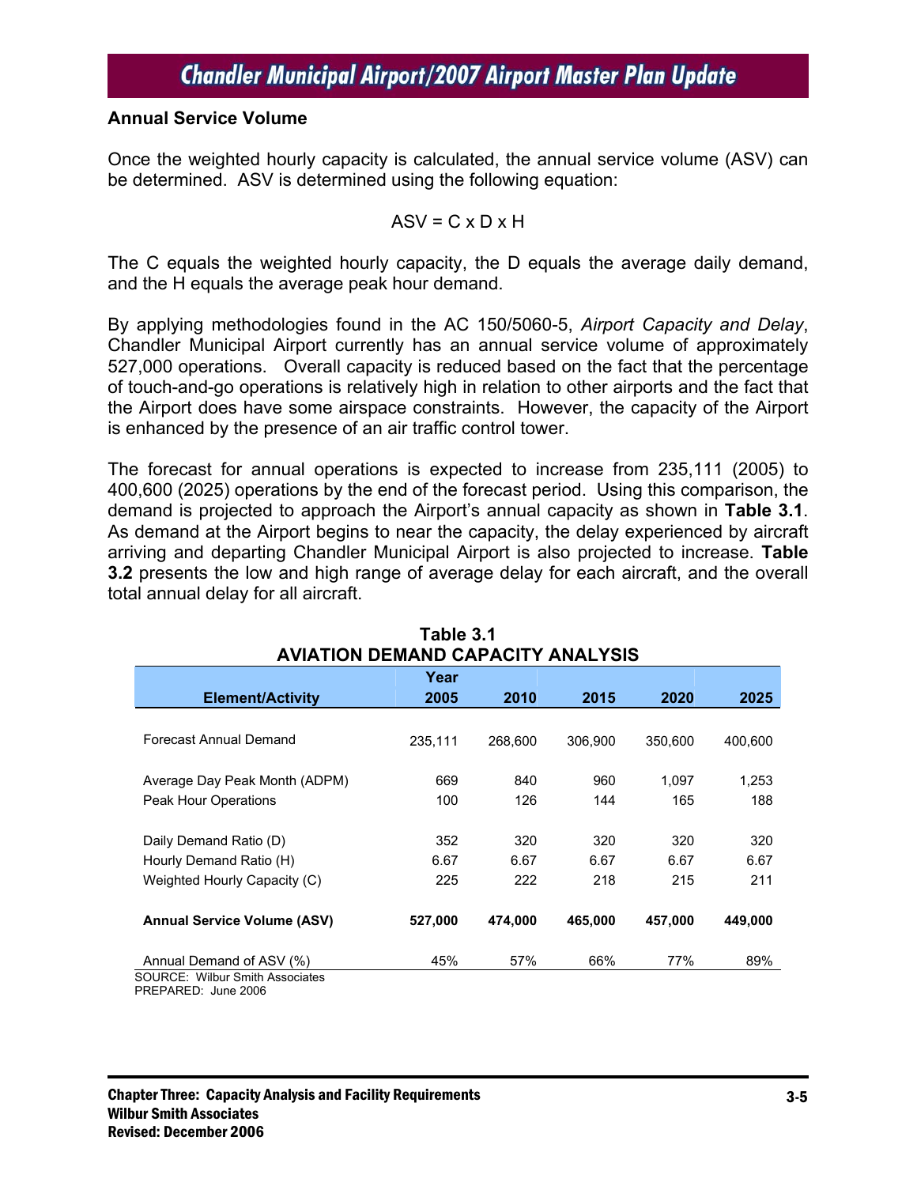## Annual Service Volume

Once the weighted hourly capacity is calculated, the annual service volume (ASV) can be determined. ASV is determined using the following equation:

$$ASV = C \times D \times H$$

The C equals the weighted hourly capacity, the D equals the average daily demand, and the H equals the average peak hour demand.

By applying methodologies found in the AC 150/5060-5, *Airport Capacity and Delay*, Chandler Municipal Airport currently has an annual service volume of approximately 527,000 operations. Overall capacity is reduced based on the fact that the percentage of touch-and-go operations is relatively high in relation to other airports and the fact that the Airport does have some airspace constraints. However, the capacity of the Airport is enhanced by the presence of an air traffic control tower.

The forecast for annual operations is expected to increase from 235,111 (2005) to 400,600 (2025) operations by the end of the forecast period. Using this comparison, the demand is projected to approach the Airport's annual capacity as shown in **Table 3.1**. As demand at the Airport begins to near the capacity, the delay experienced by aircraft arriving and departing Chandler Municipal Airport is also projected to increase. **Table 3.2** presents the low and high range of average delay for each aircraft, and the overall total annual delay for all aircraft.

**Table 3.1**
**AVIATION DEMAND CAPACITY ANALYSIS**

| Element/Activity | Year 2005 | 2010 | 2015 | 2020 | 2025 |
|---|---|---|---|---|---|
| Forecast Annual Demand | 235,111 | 268,600 | 306,900 | 350,600 | 400,600 |
| Average Day Peak Month (ADPM) | 669 | 840 | 960 | 1,097 | 1,253 |
| Peak Hour Operations | 100 | 126 | 144 | 165 | 188 |
| Daily Demand Ratio (D) | 352 | 320 | 320 | 320 | 320 |
| Hourly Demand Ratio (H) | 6.67 | 6.67 | 6.67 | 6.67 | 6.67 |
| Weighted Hourly Capacity (C) | 225 | 222 | 218 | 215 | 211 |
| **Annual Service Volume (ASV)** | **527,000** | **474,000** | **465,000** | **457,000** | **449,000** |
| Annual Demand of ASV (%) | 45% | 57% | 66% | 77% | 89% |

SOURCE: Wilbur Smith Associates
PREPARED: June 2006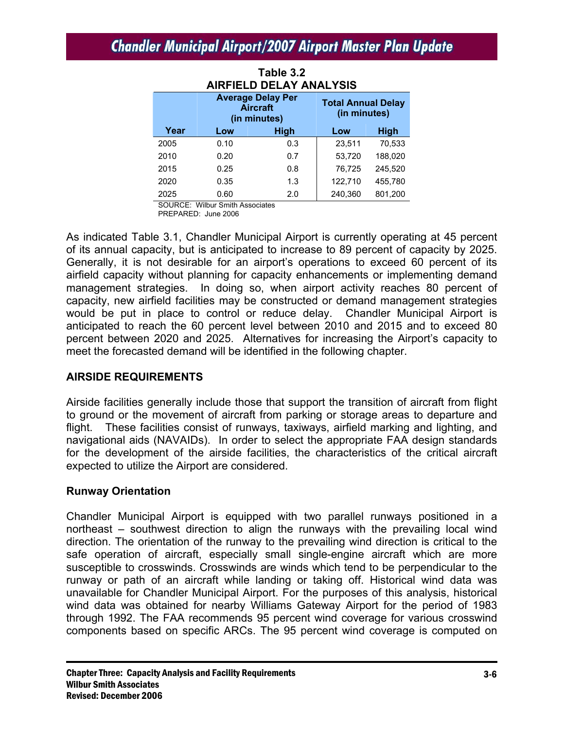**Table 3.2**
**AIRFIELD DELAY ANALYSIS**

| Year | Average Delay Per Aircraft (in minutes) | | Total Annual Delay (in minutes) | |
|---|---|---|---|---|
| | Low | High | Low | High |
| 2005 | 0.10 | 0.3 | 23,511 | 70,533 |
| 2010 | 0.20 | 0.7 | 53,720 | 188,020 |
| 2015 | 0.25 | 0.8 | 76,725 | 245,520 |
| 2020 | 0.35 | 1.3 | 122,710 | 455,780 |
| 2025 | 0.60 | 2.0 | 240,360 | 801,200 |

SOURCE: Wilbur Smith Associates
PREPARED: June 2006

As indicated Table 3.1, Chandler Municipal Airport is currently operating at 45 percent of its annual capacity, but is anticipated to increase to 89 percent of capacity by 2025. Generally, it is not desirable for an airport's operations to exceed 60 percent of its airfield capacity without planning for capacity enhancements or implementing demand management strategies. In doing so, when airport activity reaches 80 percent of capacity, new airfield facilities may be constructed or demand management strategies would be put in place to control or reduce delay. Chandler Municipal Airport is anticipated to reach the 60 percent level between 2010 and 2015 and to exceed 80 percent between 2020 and 2025. Alternatives for increasing the Airport's capacity to meet the forecasted demand will be identified in the following chapter.

## AIRSIDE REQUIREMENTS

Airside facilities generally include those that support the transition of aircraft from flight to ground or the movement of aircraft from parking or storage areas to departure and flight. These facilities consist of runways, taxiways, airfield marking and lighting, and navigational aids (NAVAIDs). In order to select the appropriate FAA design standards for the development of the airside facilities, the characteristics of the critical aircraft expected to utilize the Airport are considered.

### Runway Orientation

Chandler Municipal Airport is equipped with two parallel runways positioned in a northeast – southwest direction to align the runways with the prevailing local wind direction. The orientation of the runway to the prevailing wind direction is critical to the safe operation of aircraft, especially small single-engine aircraft which are more susceptible to crosswinds. Crosswinds are winds which tend to be perpendicular to the runway or path of an aircraft while landing or taking off. Historical wind data was unavailable for Chandler Municipal Airport. For the purposes of this analysis, historical wind data was obtained for nearby Williams Gateway Airport for the period of 1983 through 1992. The FAA recommends 95 percent wind coverage for various crosswind components based on specific ARCs. The 95 percent wind coverage is computed on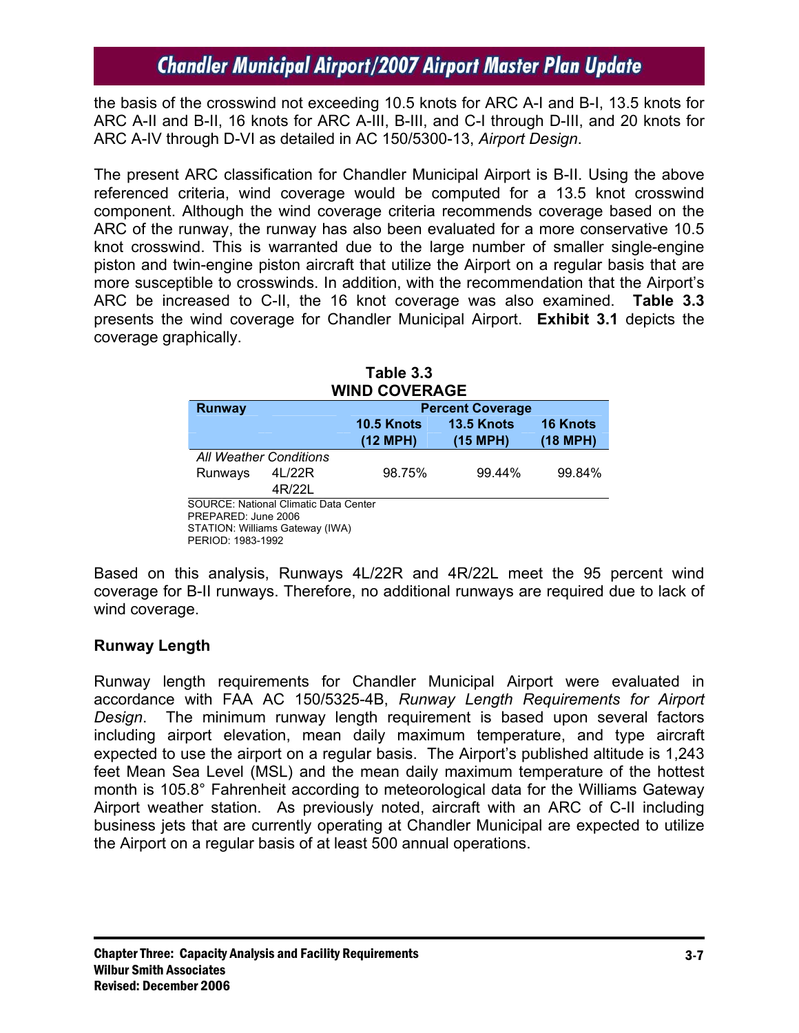the basis of the crosswind not exceeding 10.5 knots for ARC A-I and B-I, 13.5 knots for ARC A-II and B-II, 16 knots for ARC A-III, B-III, and C-I through D-III, and 20 knots for ARC A-IV through D-VI as detailed in AC 150/5300-13, *Airport Design*.

The present ARC classification for Chandler Municipal Airport is B-II. Using the above referenced criteria, wind coverage would be computed for a 13.5 knot crosswind component. Although the wind coverage criteria recommends coverage based on the ARC of the runway, the runway has also been evaluated for a more conservative 10.5 knot crosswind. This is warranted due to the large number of smaller single-engine piston and twin-engine piston aircraft that utilize the Airport on a regular basis that are more susceptible to crosswinds. In addition, with the recommendation that the Airport's ARC be increased to C-II, the 16 knot coverage was also examined. **Table 3.3** presents the wind coverage for Chandler Municipal Airport. **Exhibit 3.1** depicts the coverage graphically.

**Table 3.3**
**WIND COVERAGE**

| Runway | | Percent Coverage | | |
|---|---|---|---|---|
| | | 10.5 Knots (12 MPH) | 13.5 Knots (15 MPH) | 16 Knots (18 MPH) |
| *All Weather Conditions* | | | | |
| Runways | 4L/22R 4R/22L | 98.75% | 99.44% | 99.84% |

SOURCE: National Climatic Data Center
PREPARED: June 2006
STATION: Williams Gateway (IWA)
PERIOD: 1983-1992

Based on this analysis, Runways 4L/22R and 4R/22L meet the 95 percent wind coverage for B-II runways. Therefore, no additional runways are required due to lack of wind coverage.

### Runway Length

Runway length requirements for Chandler Municipal Airport were evaluated in accordance with FAA AC 150/5325-4B, *Runway Length Requirements for Airport Design*. The minimum runway length requirement is based upon several factors including airport elevation, mean daily maximum temperature, and type aircraft expected to use the airport on a regular basis. The Airport's published altitude is 1,243 feet Mean Sea Level (MSL) and the mean daily maximum temperature of the hottest month is 105.8° Fahrenheit according to meteorological data for the Williams Gateway Airport weather station. As previously noted, aircraft with an ARC of C-II including business jets that are currently operating at Chandler Municipal are expected to utilize the Airport on a regular basis of at least 500 annual operations.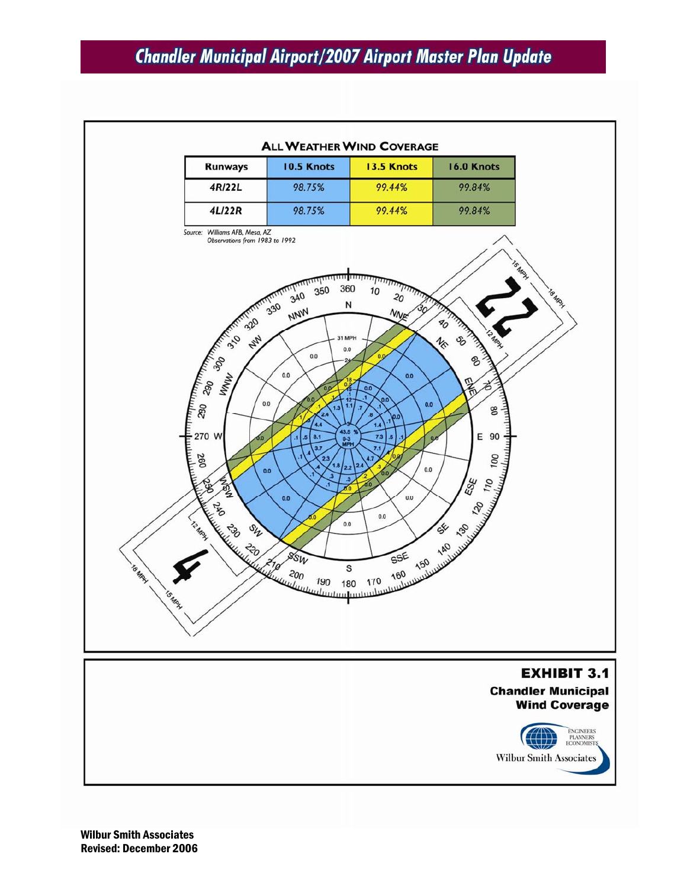## ALL WEATHER WIND COVERAGE

| Runways | 10.5 Knots | 13.5 Knots | 16.0 Knots |
|---|---|---|---|
| 4R/22L | 98.75% | 99.44% | 99.84% |
| 4L/22R | 98.75% | 99.44% | 99.84% |

Source: Williams AFB, Mesa, AZ
Observations from 1983 to 1992

**EXHIBIT 3.1**
**Chandler Municipal Wind Coverage**

Wilbur Smith Associates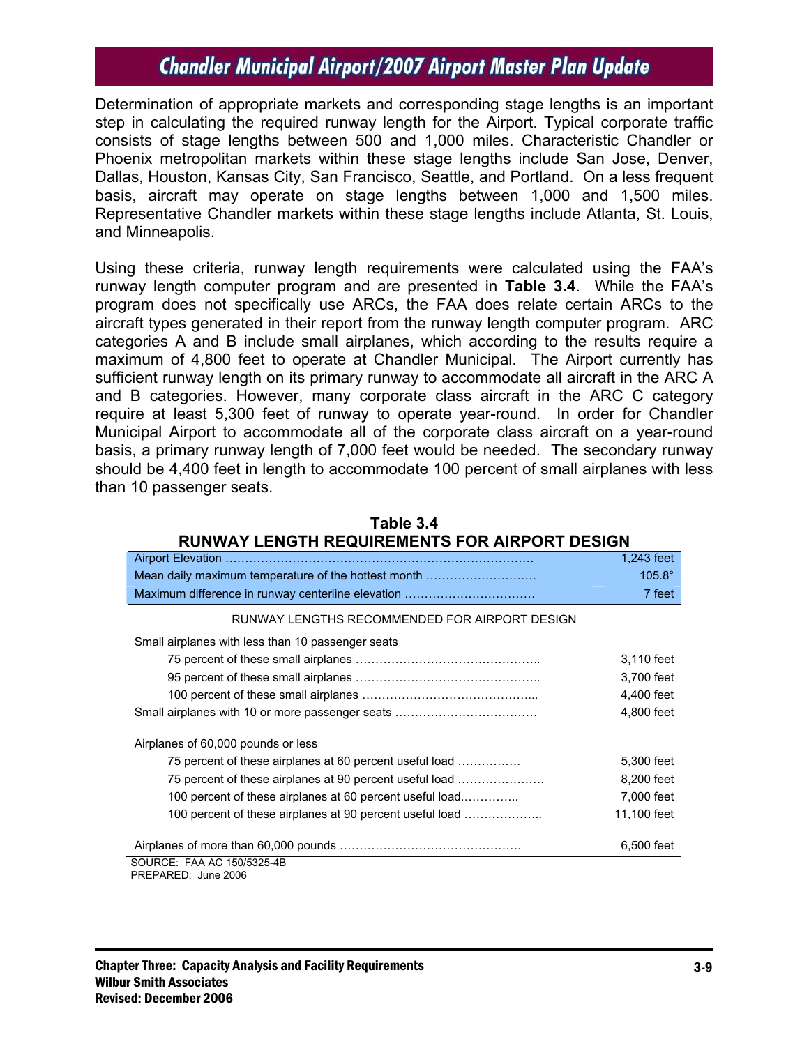Determination of appropriate markets and corresponding stage lengths is an important step in calculating the required runway length for the Airport. Typical corporate traffic consists of stage lengths between 500 and 1,000 miles. Characteristic Chandler or Phoenix metropolitan markets within these stage lengths include San Jose, Denver, Dallas, Houston, Kansas City, San Francisco, Seattle, and Portland. On a less frequent basis, aircraft may operate on stage lengths between 1,000 and 1,500 miles. Representative Chandler markets within these stage lengths include Atlanta, St. Louis, and Minneapolis.

Using these criteria, runway length requirements were calculated using the FAA's runway length computer program and are presented in **Table 3.4**. While the FAA's program does not specifically use ARCs, the FAA does relate certain ARCs to the aircraft types generated in their report from the runway length computer program. ARC categories A and B include small airplanes, which according to the results require a maximum of 4,800 feet to operate at Chandler Municipal. The Airport currently has sufficient runway length on its primary runway to accommodate all aircraft in the ARC A and B categories. However, many corporate class aircraft in the ARC C category require at least 5,300 feet of runway to operate year-round. In order for Chandler Municipal Airport to accommodate all of the corporate class aircraft on a year-round basis, a primary runway length of 7,000 feet would be needed. The secondary runway should be 4,400 feet in length to accommodate 100 percent of small airplanes with less than 10 passenger seats.

**Table 3.4**
**RUNWAY LENGTH REQUIREMENTS FOR AIRPORT DESIGN**

| | |
|---|---|
| Airport Elevation | 1,243 feet |
| Mean daily maximum temperature of the hottest month | 105.8° |
| Maximum difference in runway centerline elevation | 7 feet |
| RUNWAY LENGTHS RECOMMENDED FOR AIRPORT DESIGN | |
| Small airplanes with less than 10 passenger seats | |
| 75 percent of these small airplanes | 3,110 feet |
| 95 percent of these small airplanes | 3,700 feet |
| 100 percent of these small airplanes | 4,400 feet |
| Small airplanes with 10 or more passenger seats | 4,800 feet |
| Airplanes of 60,000 pounds or less | |
| 75 percent of these airplanes at 60 percent useful load | 5,300 feet |
| 75 percent of these airplanes at 90 percent useful load | 8,200 feet |
| 100 percent of these airplanes at 60 percent useful load | 7,000 feet |
| 100 percent of these airplanes at 90 percent useful load | 11,100 feet |
| Airplanes of more than 60,000 pounds | 6,500 feet |

SOURCE: FAA AC 150/5325-4B
PREPARED: June 2006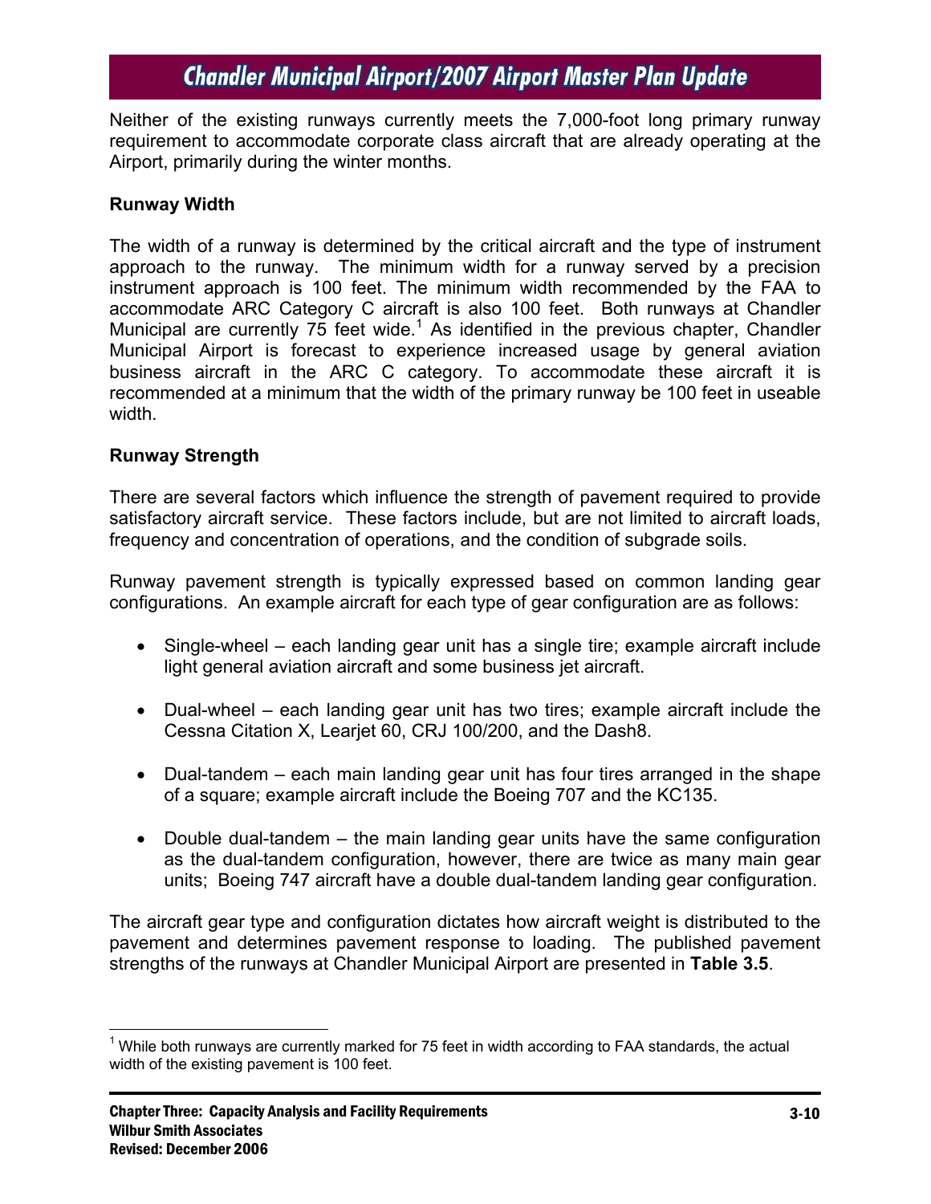Neither of the existing runways currently meets the 7,000-foot long primary runway requirement to accommodate corporate class aircraft that are already operating at the Airport, primarily during the winter months.

**Runway Width**

The width of a runway is determined by the critical aircraft and the type of instrument approach to the runway. The minimum width for a runway served by a precision instrument approach is 100 feet. The minimum width recommended by the FAA to accommodate ARC Category C aircraft is also 100 feet. Both runways at Chandler Municipal are currently 75 feet wide.[1] As identified in the previous chapter, Chandler Municipal Airport is forecast to experience increased usage by general aviation business aircraft in the ARC C category. To accommodate these aircraft it is recommended at a minimum that the width of the primary runway be 100 feet in useable width.

**Runway Strength**

There are several factors which influence the strength of pavement required to provide satisfactory aircraft service. These factors include, but are not limited to aircraft loads, frequency and concentration of operations, and the condition of subgrade soils.

Runway pavement strength is typically expressed based on common landing gear configurations. An example aircraft for each type of gear configuration are as follows:

- Single-wheel – each landing gear unit has a single tire; example aircraft include light general aviation aircraft and some business jet aircraft.
- Dual-wheel – each landing gear unit has two tires; example aircraft include the Cessna Citation X, Learjet 60, CRJ 100/200, and the Dash8.
- Dual-tandem – each main landing gear unit has four tires arranged in the shape of a square; example aircraft include the Boeing 707 and the KC135.
- Double dual-tandem – the main landing gear units have the same configuration as the dual-tandem configuration, however, there are twice as many main gear units; Boeing 747 aircraft have a double dual-tandem landing gear configuration.

The aircraft gear type and configuration dictates how aircraft weight is distributed to the pavement and determines pavement response to loading. The published pavement strengths of the runways at Chandler Municipal Airport are presented in **Table 3.5**.

[1] While both runways are currently marked for 75 feet in width according to FAA standards, the actual width of the existing pavement is 100 feet.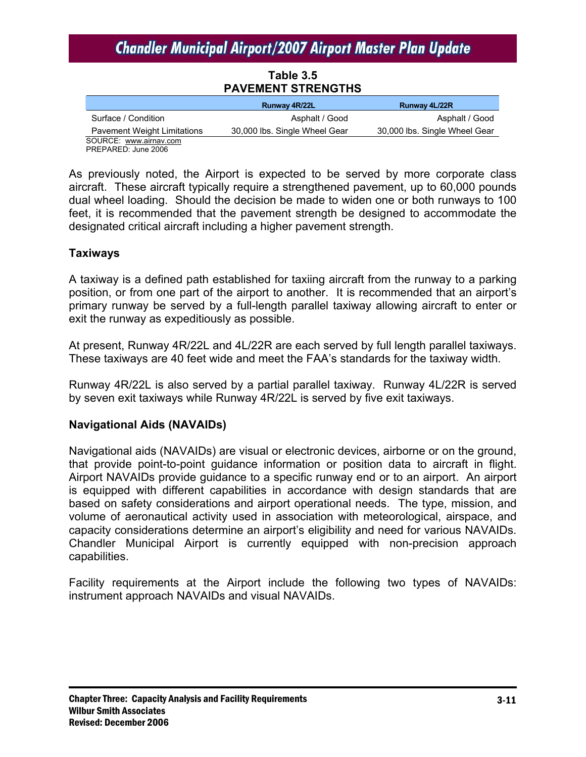**Table 3.5**
**PAVEMENT STRENGTHS**

| | Runway 4R/22L | Runway 4L/22R |
|---|---|---|
| Surface / Condition | Asphalt / Good | Asphalt / Good |
| Pavement Weight Limitations | 30,000 lbs. Single Wheel Gear | 30,000 lbs. Single Wheel Gear |

SOURCE: www.airnav.com
PREPARED: June 2006

As previously noted, the Airport is expected to be served by more corporate class aircraft. These aircraft typically require a strengthened pavement, up to 60,000 pounds dual wheel loading. Should the decision be made to widen one or both runways to 100 feet, it is recommended that the pavement strength be designed to accommodate the designated critical aircraft including a higher pavement strength.

### Taxiways

A taxiway is a defined path established for taxiing aircraft from the runway to a parking position, or from one part of the airport to another. It is recommended that an airport's primary runway be served by a full-length parallel taxiway allowing aircraft to enter or exit the runway as expeditiously as possible.

At present, Runway 4R/22L and 4L/22R are each served by full length parallel taxiways. These taxiways are 40 feet wide and meet the FAA's standards for the taxiway width.

Runway 4R/22L is also served by a partial parallel taxiway. Runway 4L/22R is served by seven exit taxiways while Runway 4R/22L is served by five exit taxiways.

### Navigational Aids (NAVAIDs)

Navigational aids (NAVAIDs) are visual or electronic devices, airborne or on the ground, that provide point-to-point guidance information or position data to aircraft in flight. Airport NAVAIDs provide guidance to a specific runway end or to an airport. An airport is equipped with different capabilities in accordance with design standards that are based on safety considerations and airport operational needs. The type, mission, and volume of aeronautical activity used in association with meteorological, airspace, and capacity considerations determine an airport's eligibility and need for various NAVAIDs. Chandler Municipal Airport is currently equipped with non-precision approach capabilities.

Facility requirements at the Airport include the following two types of NAVAIDs: instrument approach NAVAIDs and visual NAVAIDs.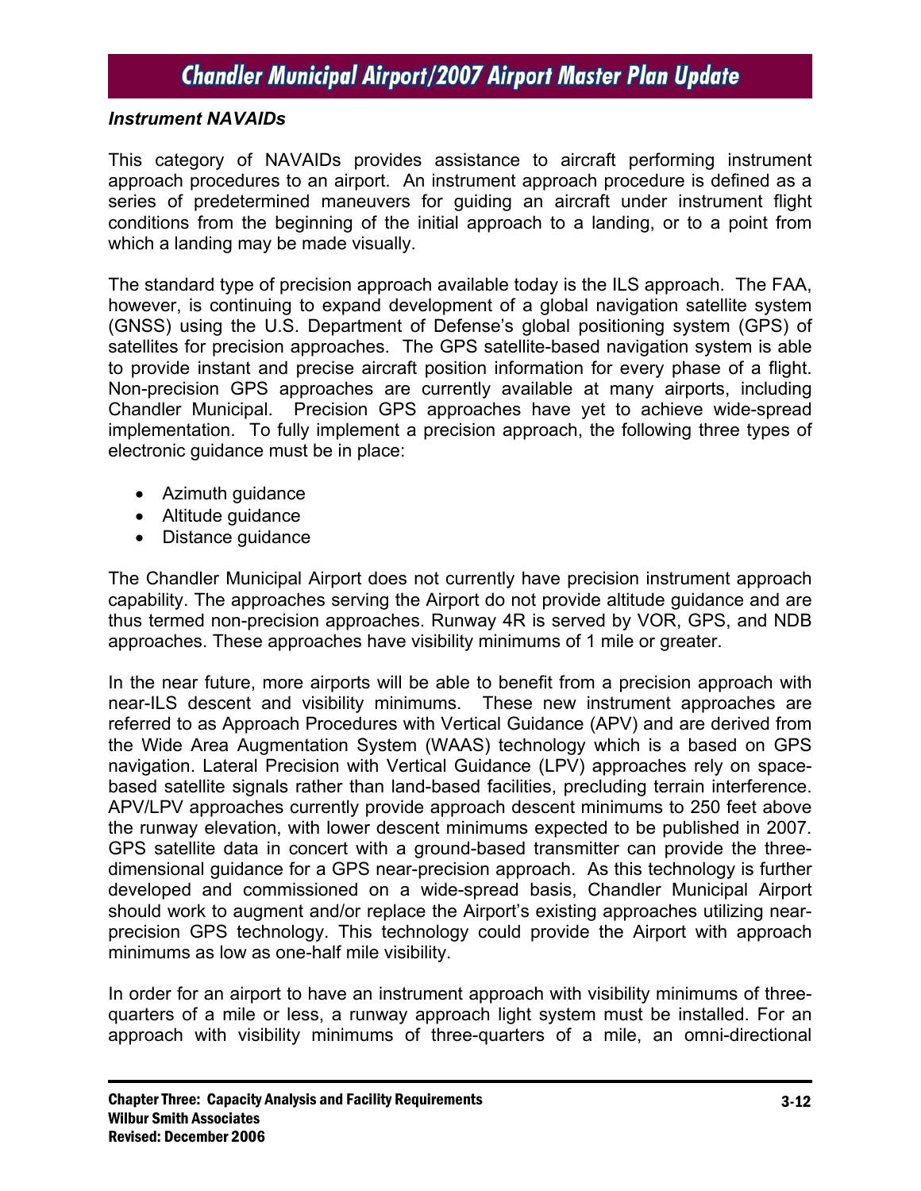### *Instrument NAVAIDs*

This category of NAVAIDs provides assistance to aircraft performing instrument approach procedures to an airport. An instrument approach procedure is defined as a series of predetermined maneuvers for guiding an aircraft under instrument flight conditions from the beginning of the initial approach to a landing, or to a point from which a landing may be made visually.

The standard type of precision approach available today is the ILS approach. The FAA, however, is continuing to expand development of a global navigation satellite system (GNSS) using the U.S. Department of Defense's global positioning system (GPS) of satellites for precision approaches. The GPS satellite-based navigation system is able to provide instant and precise aircraft position information for every phase of a flight. Non-precision GPS approaches are currently available at many airports, including Chandler Municipal. Precision GPS approaches have yet to achieve wide-spread implementation. To fully implement a precision approach, the following three types of electronic guidance must be in place:

- Azimuth guidance
- Altitude guidance
- Distance guidance

The Chandler Municipal Airport does not currently have precision instrument approach capability. The approaches serving the Airport do not provide altitude guidance and are thus termed non-precision approaches. Runway 4R is served by VOR, GPS, and NDB approaches. These approaches have visibility minimums of 1 mile or greater.

In the near future, more airports will be able to benefit from a precision approach with near-ILS descent and visibility minimums. These new instrument approaches are referred to as Approach Procedures with Vertical Guidance (APV) and are derived from the Wide Area Augmentation System (WAAS) technology which is a based on GPS navigation. Lateral Precision with Vertical Guidance (LPV) approaches rely on space-based satellite signals rather than land-based facilities, precluding terrain interference. APV/LPV approaches currently provide approach descent minimums to 250 feet above the runway elevation, with lower descent minimums expected to be published in 2007. GPS satellite data in concert with a ground-based transmitter can provide the three-dimensional guidance for a GPS near-precision approach. As this technology is further developed and commissioned on a wide-spread basis, Chandler Municipal Airport should work to augment and/or replace the Airport's existing approaches utilizing near-precision GPS technology. This technology could provide the Airport with approach minimums as low as one-half mile visibility.

In order for an airport to have an instrument approach with visibility minimums of three-quarters of a mile or less, a runway approach light system must be installed. For an approach with visibility minimums of three-quarters of a mile, an omni-directional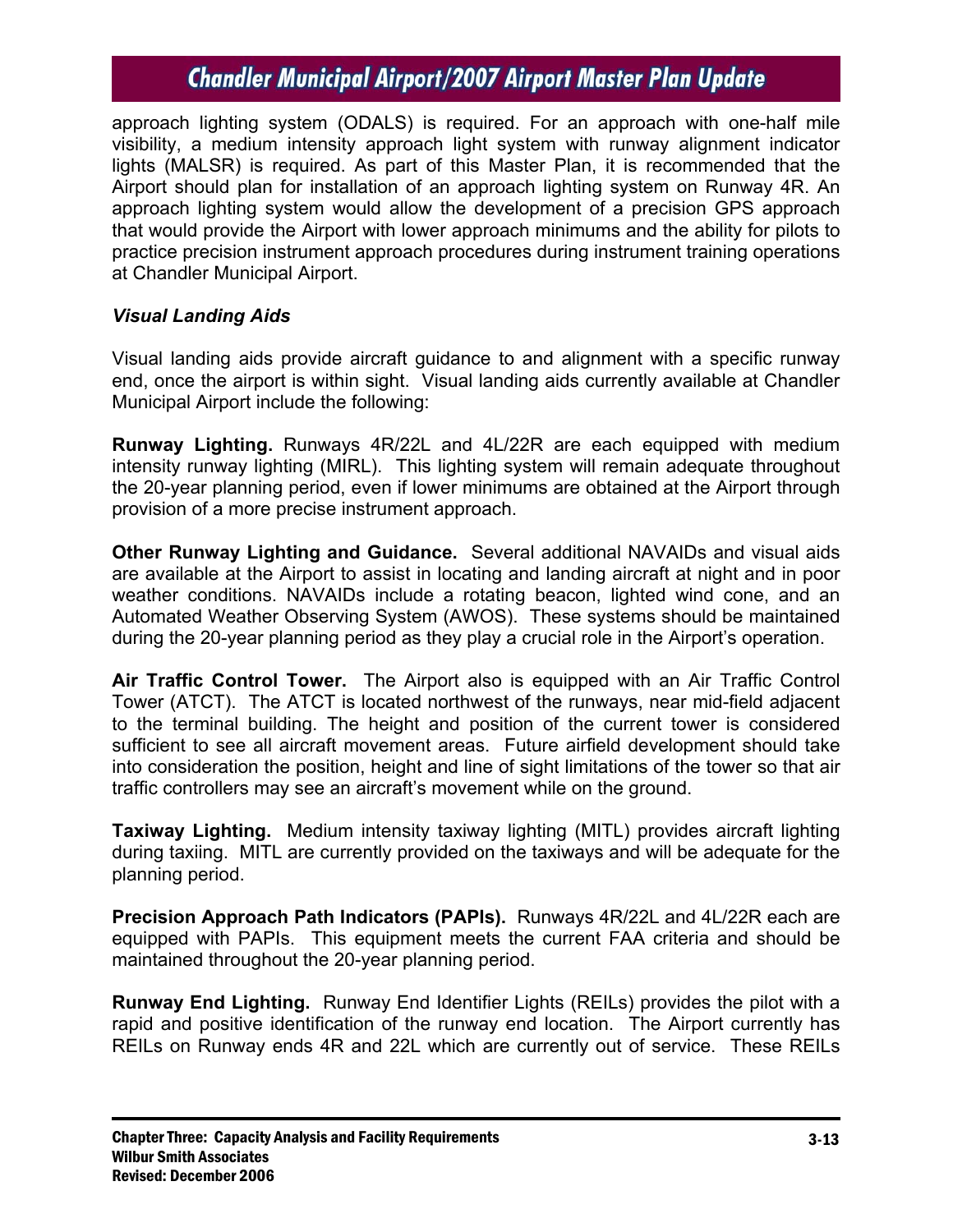approach lighting system (ODALS) is required. For an approach with one-half mile visibility, a medium intensity approach light system with runway alignment indicator lights (MALSR) is required. As part of this Master Plan, it is recommended that the Airport should plan for installation of an approach lighting system on Runway 4R. An approach lighting system would allow the development of a precision GPS approach that would provide the Airport with lower approach minimums and the ability for pilots to practice precision instrument approach procedures during instrument training operations at Chandler Municipal Airport.

### *Visual Landing Aids*

Visual landing aids provide aircraft guidance to and alignment with a specific runway end, once the airport is within sight. Visual landing aids currently available at Chandler Municipal Airport include the following:

**Runway Lighting.** Runways 4R/22L and 4L/22R are each equipped with medium intensity runway lighting (MIRL). This lighting system will remain adequate throughout the 20-year planning period, even if lower minimums are obtained at the Airport through provision of a more precise instrument approach.

**Other Runway Lighting and Guidance.** Several additional NAVAIDs and visual aids are available at the Airport to assist in locating and landing aircraft at night and in poor weather conditions. NAVAIDs include a rotating beacon, lighted wind cone, and an Automated Weather Observing System (AWOS). These systems should be maintained during the 20-year planning period as they play a crucial role in the Airport's operation.

**Air Traffic Control Tower.** The Airport also is equipped with an Air Traffic Control Tower (ATCT). The ATCT is located northwest of the runways, near mid-field adjacent to the terminal building. The height and position of the current tower is considered sufficient to see all aircraft movement areas. Future airfield development should take into consideration the position, height and line of sight limitations of the tower so that air traffic controllers may see an aircraft's movement while on the ground.

**Taxiway Lighting.** Medium intensity taxiway lighting (MITL) provides aircraft lighting during taxiing. MITL are currently provided on the taxiways and will be adequate for the planning period.

**Precision Approach Path Indicators (PAPIs).** Runways 4R/22L and 4L/22R each are equipped with PAPIs. This equipment meets the current FAA criteria and should be maintained throughout the 20-year planning period.

**Runway End Lighting.** Runway End Identifier Lights (REILs) provides the pilot with a rapid and positive identification of the runway end location. The Airport currently has REILs on Runway ends 4R and 22L which are currently out of service. These REILs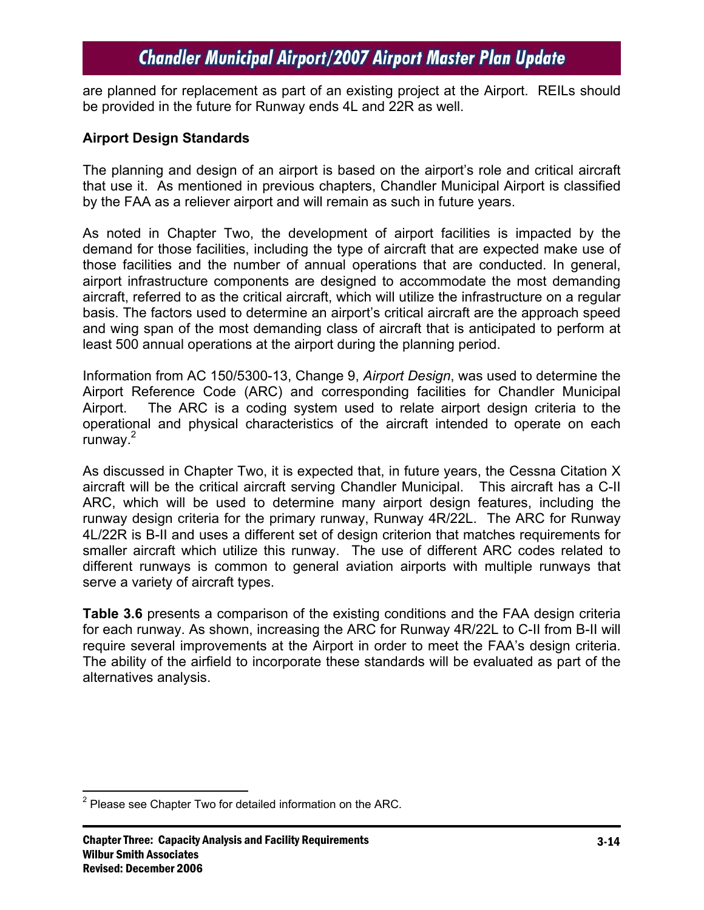are planned for replacement as part of an existing project at the Airport. REILs should be provided in the future for Runway ends 4L and 22R as well.

### Airport Design Standards

The planning and design of an airport is based on the airport's role and critical aircraft that use it. As mentioned in previous chapters, Chandler Municipal Airport is classified by the FAA as a reliever airport and will remain as such in future years.

As noted in Chapter Two, the development of airport facilities is impacted by the demand for those facilities, including the type of aircraft that are expected make use of those facilities and the number of annual operations that are conducted. In general, airport infrastructure components are designed to accommodate the most demanding aircraft, referred to as the critical aircraft, which will utilize the infrastructure on a regular basis. The factors used to determine an airport's critical aircraft are the approach speed and wing span of the most demanding class of aircraft that is anticipated to perform at least 500 annual operations at the airport during the planning period.

Information from AC 150/5300-13, Change 9, *Airport Design*, was used to determine the Airport Reference Code (ARC) and corresponding facilities for Chandler Municipal Airport. The ARC is a coding system used to relate airport design criteria to the operational and physical characteristics of the aircraft intended to operate on each runway.[2]

As discussed in Chapter Two, it is expected that, in future years, the Cessna Citation X aircraft will be the critical aircraft serving Chandler Municipal. This aircraft has a C-II ARC, which will be used to determine many airport design features, including the runway design criteria for the primary runway, Runway 4R/22L. The ARC for Runway 4L/22R is B-II and uses a different set of design criterion that matches requirements for smaller aircraft which utilize this runway. The use of different ARC codes related to different runways is common to general aviation airports with multiple runways that serve a variety of aircraft types.

**Table 3.6** presents a comparison of the existing conditions and the FAA design criteria for each runway. As shown, increasing the ARC for Runway 4R/22L to C-II from B-II will require several improvements at the Airport in order to meet the FAA's design criteria. The ability of the airfield to incorporate these standards will be evaluated as part of the alternatives analysis.

---

[2] Please see Chapter Two for detailed information on the ARC.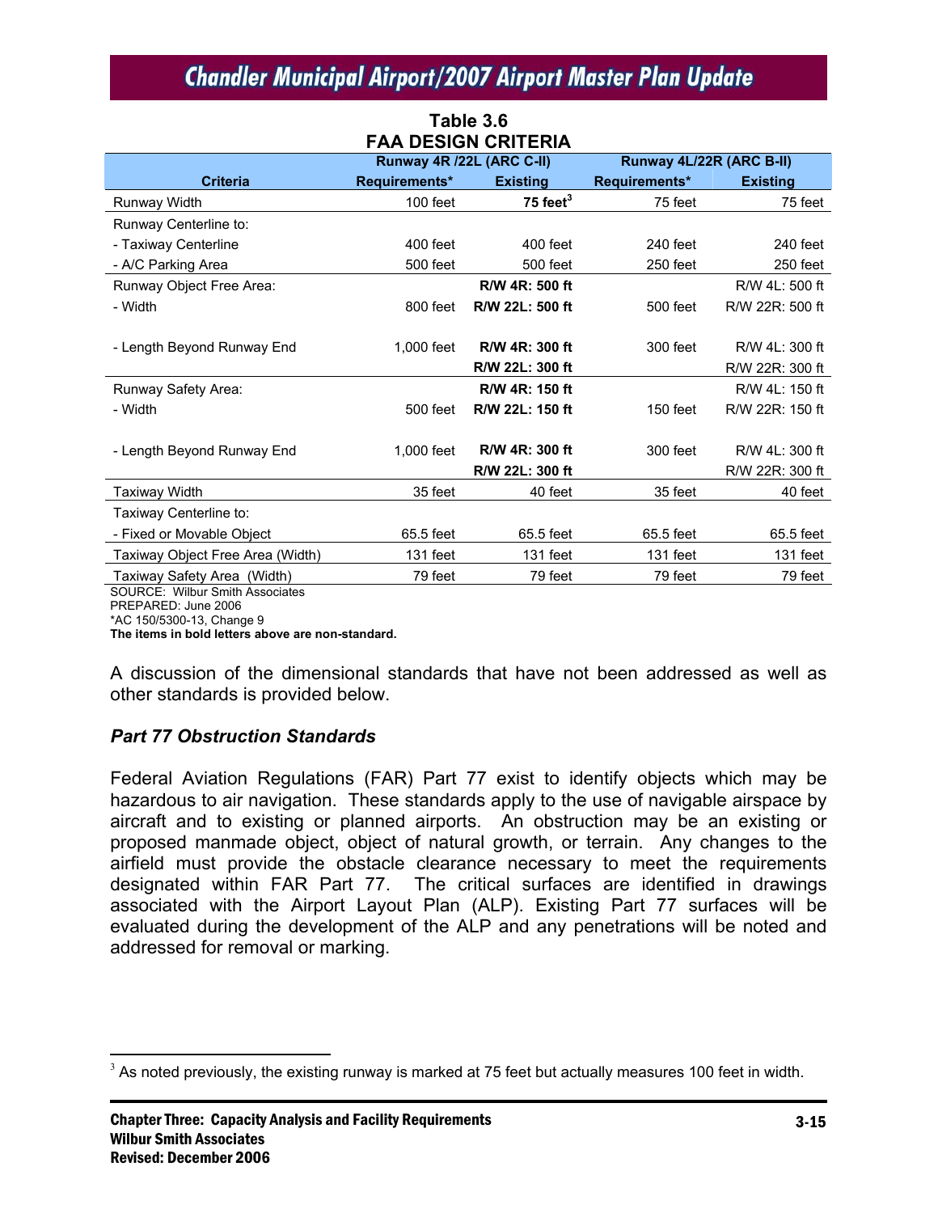**Table 3.6**
**FAA DESIGN CRITERIA**

| Criteria | Runway 4R /22L (ARC C-II) Requirements* | Runway 4R /22L (ARC C-II) Existing | Runway 4L/22R (ARC B-II) Requirements* | Runway 4L/22R (ARC B-II) Existing |
|---|---|---|---|---|
| Runway Width | 100 feet | **75 feet[3]** | 75 feet | 75 feet |
| Runway Centerline to: | | | | |
| - Taxiway Centerline | 400 feet | 400 feet | 240 feet | 240 feet |
| - A/C Parking Area | 500 feet | 500 feet | 250 feet | 250 feet |
| Runway Object Free Area: | | **R/W 4R: 500 ft** | | R/W 4L: 500 ft |
| - Width | 800 feet | **R/W 22L: 500 ft** | 500 feet | R/W 22R: 500 ft |
| - Length Beyond Runway End | 1,000 feet | **R/W 4R: 300 ft** | 300 feet | R/W 4L: 300 ft |
| | | **R/W 22L: 300 ft** | | R/W 22R: 300 ft |
| Runway Safety Area: | | **R/W 4R: 150 ft** | | R/W 4L: 150 ft |
| - Width | 500 feet | **R/W 22L: 150 ft** | 150 feet | R/W 22R: 150 ft |
| - Length Beyond Runway End | 1,000 feet | **R/W 4R: 300 ft** | 300 feet | R/W 4L: 300 ft |
| | | **R/W 22L: 300 ft** | | R/W 22R: 300 ft |
| Taxiway Width | 35 feet | 40 feet | 35 feet | 40 feet |
| Taxiway Centerline to: | | | | |
| - Fixed or Movable Object | 65.5 feet | 65.5 feet | 65.5 feet | 65.5 feet |
| Taxiway Object Free Area (Width) | 131 feet | 131 feet | 131 feet | 131 feet |
| Taxiway Safety Area (Width) | 79 feet | 79 feet | 79 feet | 79 feet |

SOURCE: Wilbur Smith Associates
PREPARED: June 2006
*AC 150/5300-13, Change 9
**The items in bold letters above are non-standard.**

A discussion of the dimensional standards that have not been addressed as well as other standards is provided below.

### *Part 77 Obstruction Standards*

Federal Aviation Regulations (FAR) Part 77 exist to identify objects which may be hazardous to air navigation. These standards apply to the use of navigable airspace by aircraft and to existing or planned airports. An obstruction may be an existing or proposed manmade object, object of natural growth, or terrain. Any changes to the airfield must provide the obstacle clearance necessary to meet the requirements designated within FAR Part 77. The critical surfaces are identified in drawings associated with the Airport Layout Plan (ALP). Existing Part 77 surfaces will be evaluated during the development of the ALP and any penetrations will be noted and addressed for removal or marking.

[3] As noted previously, the existing runway is marked at 75 feet but actually measures 100 feet in width.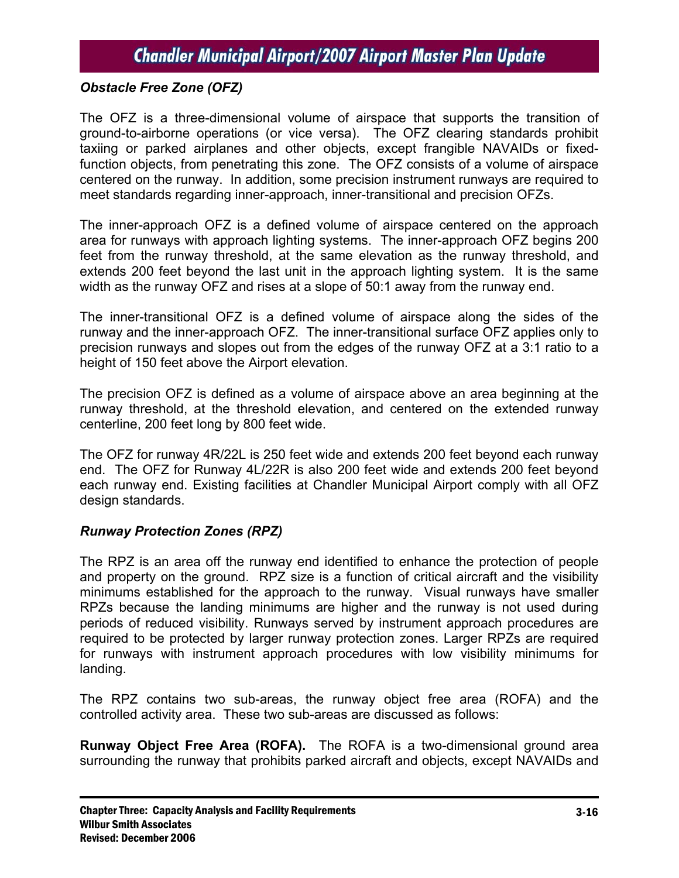### *Obstacle Free Zone (OFZ)*

The OFZ is a three-dimensional volume of airspace that supports the transition of ground-to-airborne operations (or vice versa). The OFZ clearing standards prohibit taxiing or parked airplanes and other objects, except frangible NAVAIDs or fixed-function objects, from penetrating this zone. The OFZ consists of a volume of airspace centered on the runway. In addition, some precision instrument runways are required to meet standards regarding inner-approach, inner-transitional and precision OFZs.

The inner-approach OFZ is a defined volume of airspace centered on the approach area for runways with approach lighting systems. The inner-approach OFZ begins 200 feet from the runway threshold, at the same elevation as the runway threshold, and extends 200 feet beyond the last unit in the approach lighting system. It is the same width as the runway OFZ and rises at a slope of 50:1 away from the runway end.

The inner-transitional OFZ is a defined volume of airspace along the sides of the runway and the inner-approach OFZ. The inner-transitional surface OFZ applies only to precision runways and slopes out from the edges of the runway OFZ at a 3:1 ratio to a height of 150 feet above the Airport elevation.

The precision OFZ is defined as a volume of airspace above an area beginning at the runway threshold, at the threshold elevation, and centered on the extended runway centerline, 200 feet long by 800 feet wide.

The OFZ for runway 4R/22L is 250 feet wide and extends 200 feet beyond each runway end. The OFZ for Runway 4L/22R is also 200 feet wide and extends 200 feet beyond each runway end. Existing facilities at Chandler Municipal Airport comply with all OFZ design standards.

### *Runway Protection Zones (RPZ)*

The RPZ is an area off the runway end identified to enhance the protection of people and property on the ground. RPZ size is a function of critical aircraft and the visibility minimums established for the approach to the runway. Visual runways have smaller RPZs because the landing minimums are higher and the runway is not used during periods of reduced visibility. Runways served by instrument approach procedures are required to be protected by larger runway protection zones. Larger RPZs are required for runways with instrument approach procedures with low visibility minimums for landing.

The RPZ contains two sub-areas, the runway object free area (ROFA) and the controlled activity area. These two sub-areas are discussed as follows:

**Runway Object Free Area (ROFA).** The ROFA is a two-dimensional ground area surrounding the runway that prohibits parked aircraft and objects, except NAVAIDs and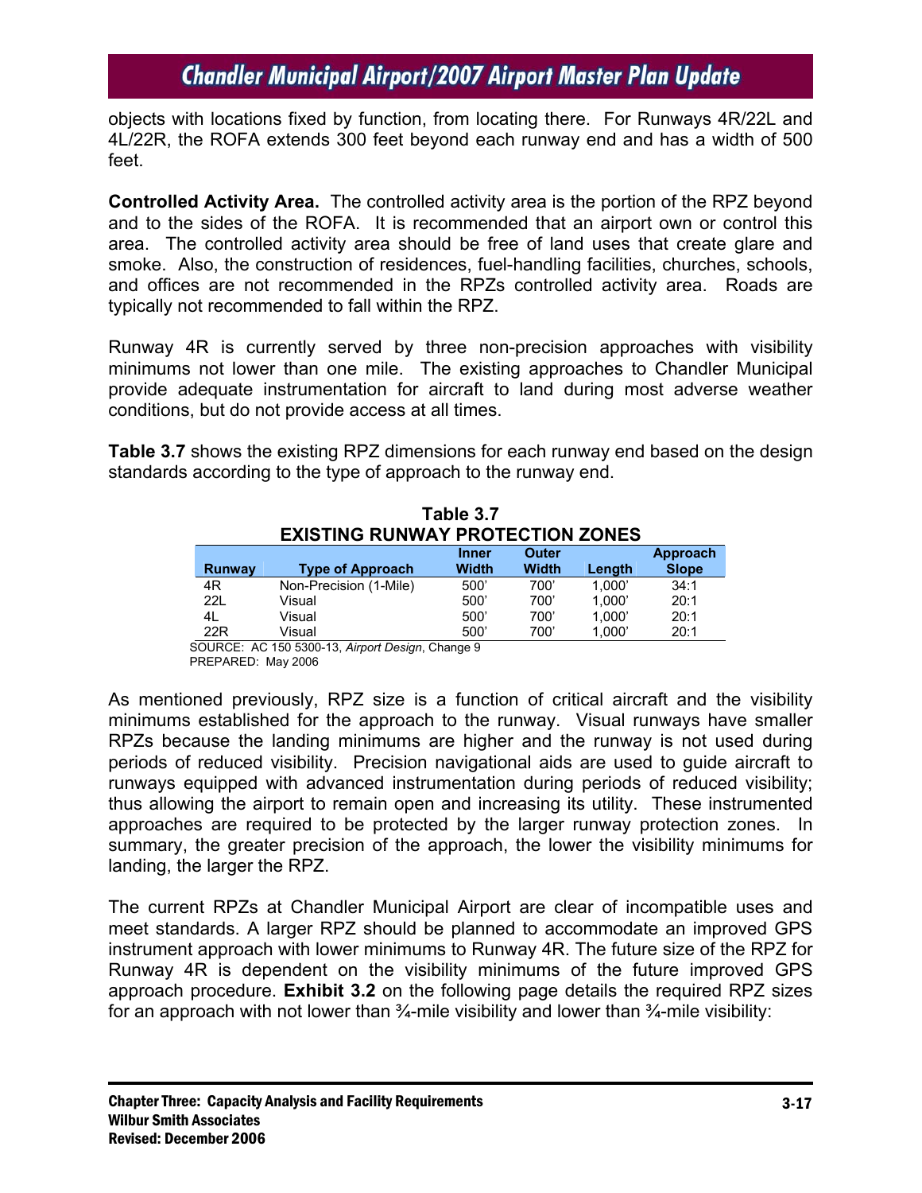objects with locations fixed by function, from locating there. For Runways 4R/22L and 4L/22R, the ROFA extends 300 feet beyond each runway end and has a width of 500 feet.

**Controlled Activity Area.** The controlled activity area is the portion of the RPZ beyond and to the sides of the ROFA. It is recommended that an airport own or control this area. The controlled activity area should be free of land uses that create glare and smoke. Also, the construction of residences, fuel-handling facilities, churches, schools, and offices are not recommended in the RPZs controlled activity area. Roads are typically not recommended to fall within the RPZ.

Runway 4R is currently served by three non-precision approaches with visibility minimums not lower than one mile. The existing approaches to Chandler Municipal provide adequate instrumentation for aircraft to land during most adverse weather conditions, but do not provide access at all times.

**Table 3.7** shows the existing RPZ dimensions for each runway end based on the design standards according to the type of approach to the runway end.

**Table 3.7**
**EXISTING RUNWAY PROTECTION ZONES**

| Runway | Type of Approach | Inner Width | Outer Width | Length | Approach Slope |
|---|---|---|---|---|---|
| 4R | Non-Precision (1-Mile) | 500' | 700' | 1,000' | 34:1 |
| 22L | Visual | 500' | 700' | 1,000' | 20:1 |
| 4L | Visual | 500' | 700' | 1,000' | 20:1 |
| 22R | Visual | 500' | 700' | 1,000' | 20:1 |

SOURCE: AC 150 5300-13, *Airport Design*, Change 9
PREPARED: May 2006

As mentioned previously, RPZ size is a function of critical aircraft and the visibility minimums established for the approach to the runway. Visual runways have smaller RPZs because the landing minimums are higher and the runway is not used during periods of reduced visibility. Precision navigational aids are used to guide aircraft to runways equipped with advanced instrumentation during periods of reduced visibility; thus allowing the airport to remain open and increasing its utility. These instrumented approaches are required to be protected by the larger runway protection zones. In summary, the greater precision of the approach, the lower the visibility minimums for landing, the larger the RPZ.

The current RPZs at Chandler Municipal Airport are clear of incompatible uses and meet standards. A larger RPZ should be planned to accommodate an improved GPS instrument approach with lower minimums to Runway 4R. The future size of the RPZ for Runway 4R is dependent on the visibility minimums of the future improved GPS approach procedure. **Exhibit 3.2** on the following page details the required RPZ sizes for an approach with not lower than ¾-mile visibility and lower than ¾-mile visibility: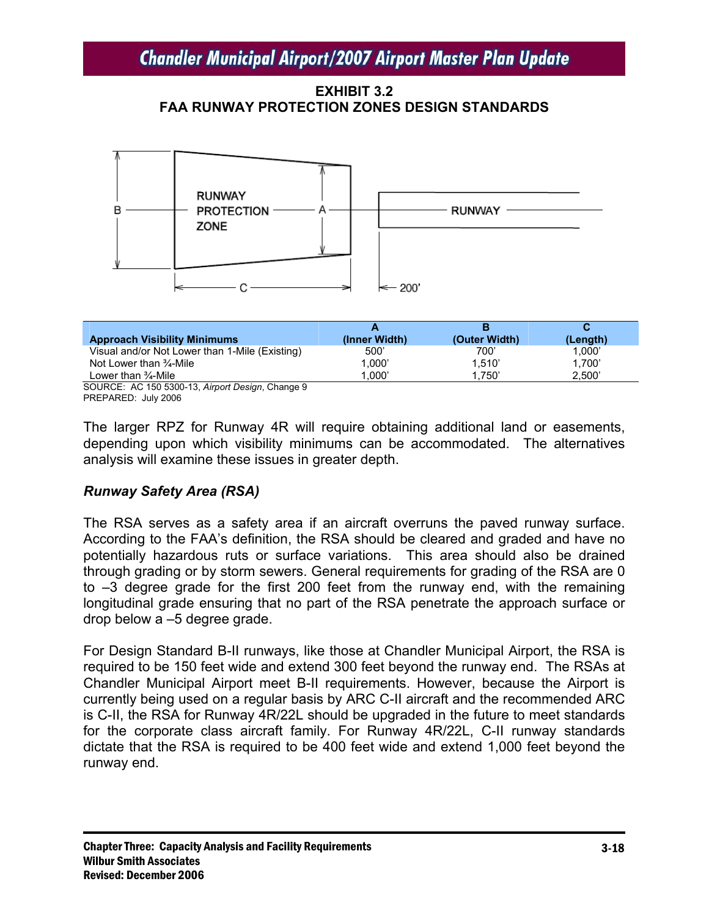**EXHIBIT 3.2**
**FAA RUNWAY PROTECTION ZONES DESIGN STANDARDS**

| Approach Visibility Minimums | A (Inner Width) | B (Outer Width) | C (Length) |
|---|---|---|---|
| Visual and/or Not Lower than 1-Mile (Existing) | 500' | 700' | 1,000' |
| Not Lower than ¾-Mile | 1,000' | 1,510' | 1,700' |
| Lower than ¾-Mile | 1,000' | 1,750' | 2,500' |

SOURCE: AC 150 5300-13, *Airport Design*, Change 9
PREPARED: July 2006

The larger RPZ for Runway 4R will require obtaining additional land or easements, depending upon which visibility minimums can be accommodated. The alternatives analysis will examine these issues in greater depth.

### *Runway Safety Area (RSA)*

The RSA serves as a safety area if an aircraft overruns the paved runway surface. According to the FAA's definition, the RSA should be cleared and graded and have no potentially hazardous ruts or surface variations. This area should also be drained through grading or by storm sewers. General requirements for grading of the RSA are 0 to –3 degree grade for the first 200 feet from the runway end, with the remaining longitudinal grade ensuring that no part of the RSA penetrate the approach surface or drop below a –5 degree grade.

For Design Standard B-II runways, like those at Chandler Municipal Airport, the RSA is required to be 150 feet wide and extend 300 feet beyond the runway end. The RSAs at Chandler Municipal Airport meet B-II requirements. However, because the Airport is currently being used on a regular basis by ARC C-II aircraft and the recommended ARC is C-II, the RSA for Runway 4R/22L should be upgraded in the future to meet standards for the corporate class aircraft family. For Runway 4R/22L, C-II runway standards dictate that the RSA is required to be 400 feet wide and extend 1,000 feet beyond the runway end.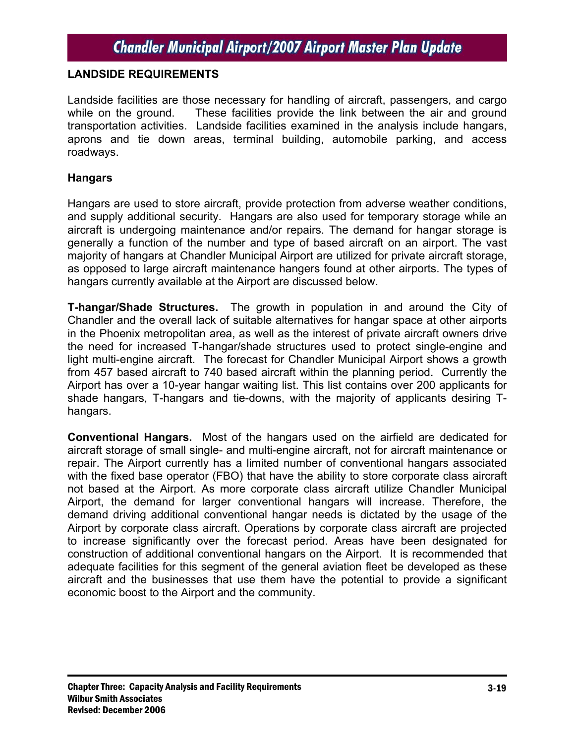## LANDSIDE REQUIREMENTS

Landside facilities are those necessary for handling of aircraft, passengers, and cargo while on the ground. These facilities provide the link between the air and ground transportation activities. Landside facilities examined in the analysis include hangars, aprons and tie down areas, terminal building, automobile parking, and access roadways.

### Hangars

Hangars are used to store aircraft, provide protection from adverse weather conditions, and supply additional security. Hangars are also used for temporary storage while an aircraft is undergoing maintenance and/or repairs. The demand for hangar storage is generally a function of the number and type of based aircraft on an airport. The vast majority of hangars at Chandler Municipal Airport are utilized for private aircraft storage, as opposed to large aircraft maintenance hangers found at other airports. The types of hangars currently available at the Airport are discussed below.

**T-hangar/Shade Structures.** The growth in population in and around the City of Chandler and the overall lack of suitable alternatives for hangar space at other airports in the Phoenix metropolitan area, as well as the interest of private aircraft owners drive the need for increased T-hangar/shade structures used to protect single-engine and light multi-engine aircraft. The forecast for Chandler Municipal Airport shows a growth from 457 based aircraft to 740 based aircraft within the planning period. Currently the Airport has over a 10-year hangar waiting list. This list contains over 200 applicants for shade hangars, T-hangars and tie-downs, with the majority of applicants desiring T-hangars.

**Conventional Hangars.** Most of the hangars used on the airfield are dedicated for aircraft storage of small single- and multi-engine aircraft, not for aircraft maintenance or repair. The Airport currently has a limited number of conventional hangars associated with the fixed base operator (FBO) that have the ability to store corporate class aircraft not based at the Airport. As more corporate class aircraft utilize Chandler Municipal Airport, the demand for larger conventional hangars will increase. Therefore, the demand driving additional conventional hangar needs is dictated by the usage of the Airport by corporate class aircraft. Operations by corporate class aircraft are projected to increase significantly over the forecast period. Areas have been designated for construction of additional conventional hangars on the Airport. It is recommended that adequate facilities for this segment of the general aviation fleet be developed as these aircraft and the businesses that use them have the potential to provide a significant economic boost to the Airport and the community.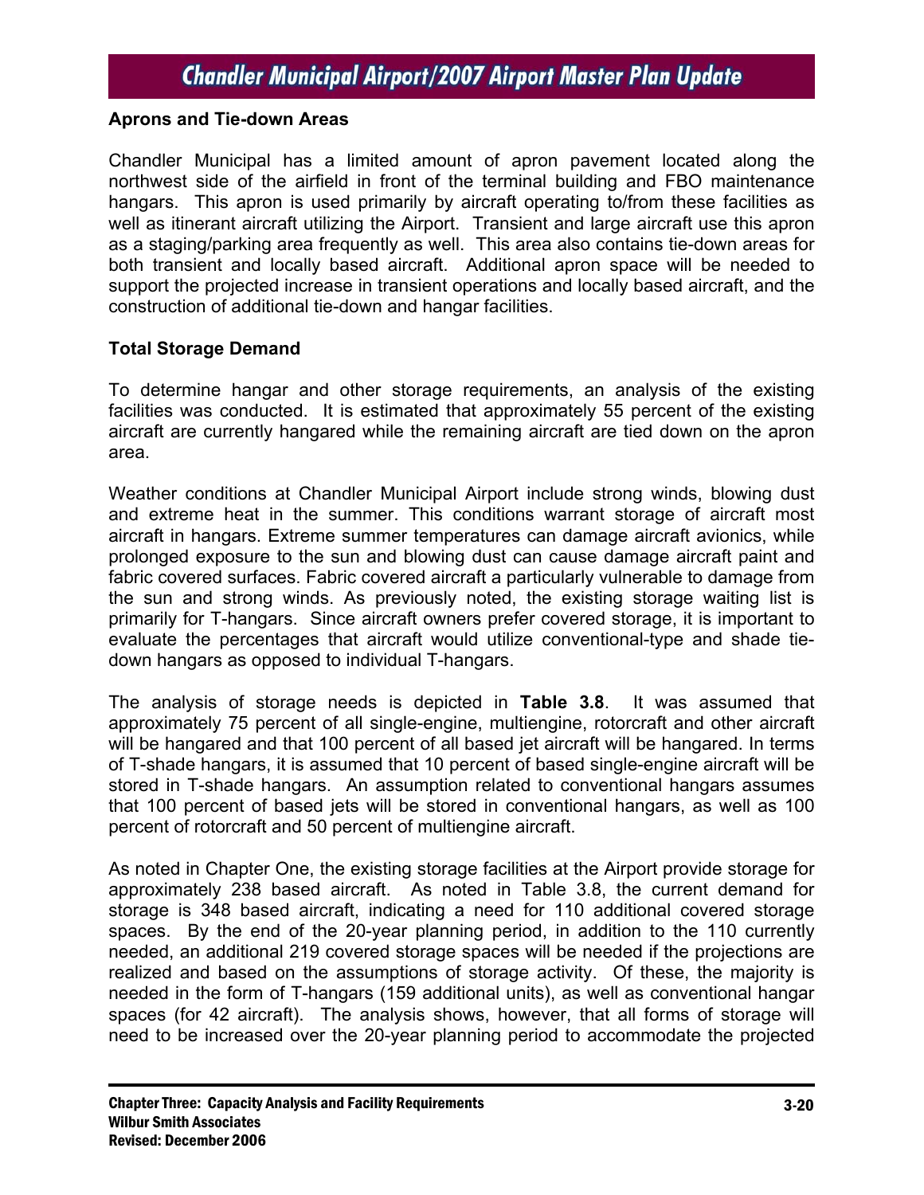### Aprons and Tie-down Areas

Chandler Municipal has a limited amount of apron pavement located along the northwest side of the airfield in front of the terminal building and FBO maintenance hangars. This apron is used primarily by aircraft operating to/from these facilities as well as itinerant aircraft utilizing the Airport. Transient and large aircraft use this apron as a staging/parking area frequently as well. This area also contains tie-down areas for both transient and locally based aircraft. Additional apron space will be needed to support the projected increase in transient operations and locally based aircraft, and the construction of additional tie-down and hangar facilities.

### Total Storage Demand

To determine hangar and other storage requirements, an analysis of the existing facilities was conducted. It is estimated that approximately 55 percent of the existing aircraft are currently hangared while the remaining aircraft are tied down on the apron area.

Weather conditions at Chandler Municipal Airport include strong winds, blowing dust and extreme heat in the summer. This conditions warrant storage of aircraft most aircraft in hangars. Extreme summer temperatures can damage aircraft avionics, while prolonged exposure to the sun and blowing dust can cause damage aircraft paint and fabric covered surfaces. Fabric covered aircraft a particularly vulnerable to damage from the sun and strong winds. As previously noted, the existing storage waiting list is primarily for T-hangars. Since aircraft owners prefer covered storage, it is important to evaluate the percentages that aircraft would utilize conventional-type and shade tie-down hangars as opposed to individual T-hangars.

The analysis of storage needs is depicted in **Table 3.8**. It was assumed that approximately 75 percent of all single-engine, multiengine, rotorcraft and other aircraft will be hangared and that 100 percent of all based jet aircraft will be hangared. In terms of T-shade hangars, it is assumed that 10 percent of based single-engine aircraft will be stored in T-shade hangars. An assumption related to conventional hangars assumes that 100 percent of based jets will be stored in conventional hangars, as well as 100 percent of rotorcraft and 50 percent of multiengine aircraft.

As noted in Chapter One, the existing storage facilities at the Airport provide storage for approximately 238 based aircraft. As noted in Table 3.8, the current demand for storage is 348 based aircraft, indicating a need for 110 additional covered storage spaces. By the end of the 20-year planning period, in addition to the 110 currently needed, an additional 219 covered storage spaces will be needed if the projections are realized and based on the assumptions of storage activity. Of these, the majority is needed in the form of T-hangars (159 additional units), as well as conventional hangar spaces (for 42 aircraft). The analysis shows, however, that all forms of storage will need to be increased over the 20-year planning period to accommodate the projected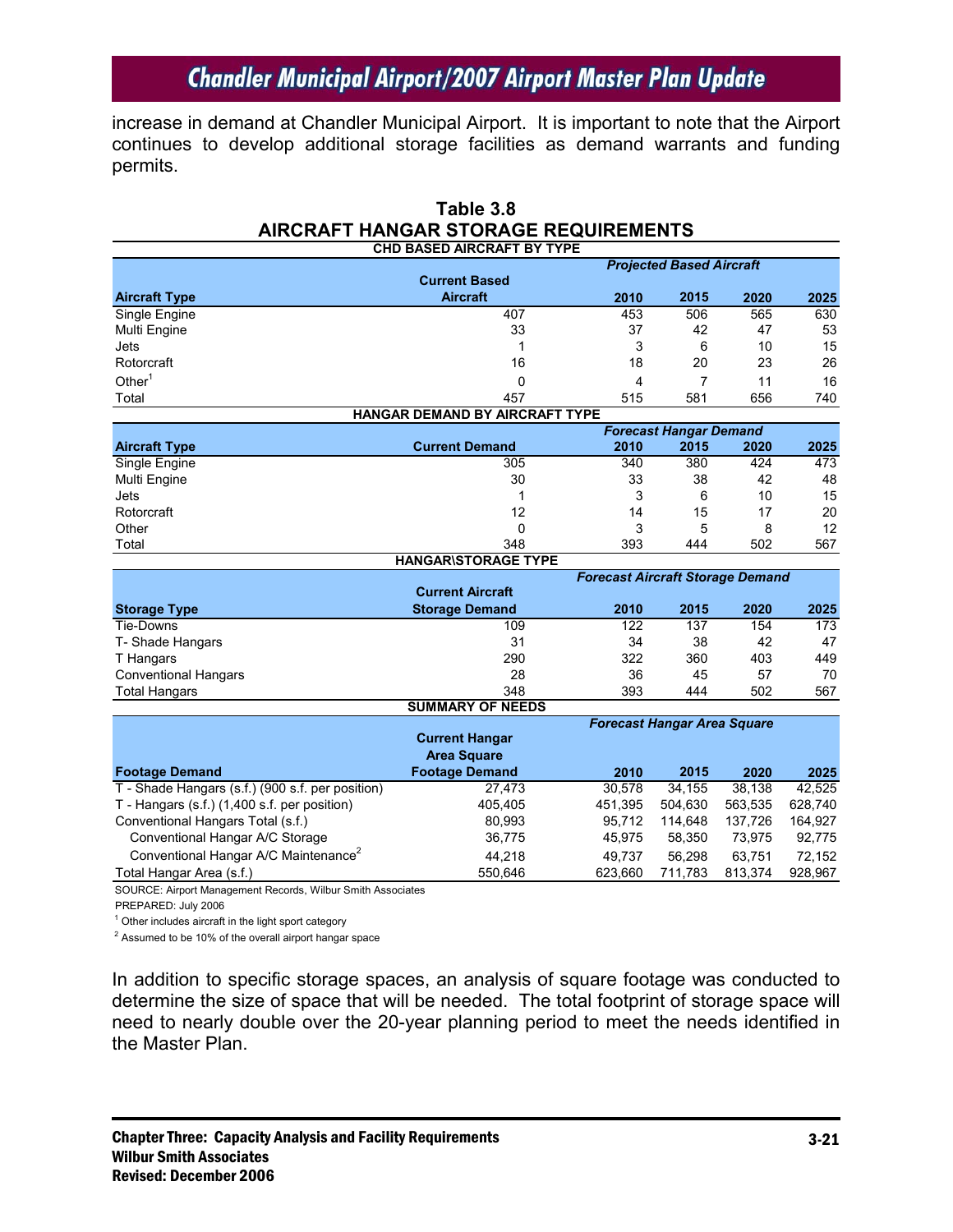increase in demand at Chandler Municipal Airport. It is important to note that the Airport continues to develop additional storage facilities as demand warrants and funding permits.

**Table 3.8**
**AIRCRAFT HANGAR STORAGE REQUIREMENTS**

**CHD BASED AIRCRAFT BY TYPE**

| Aircraft Type | Current Based Aircraft | Projected Based Aircraft 2010 | 2015 | 2020 | 2025 |
|---|---|---|---|---|---|
| Single Engine | 407 | 453 | 506 | 565 | 630 |
| Multi Engine | 33 | 37 | 42 | 47 | 53 |
| Jets | 1 | 3 | 6 | 10 | 15 |
| Rotorcraft | 16 | 18 | 20 | 23 | 26 |
| Other[1] | 0 | 4 | 7 | 11 | 16 |
| Total | 457 | 515 | 581 | 656 | 740 |

**HANGAR DEMAND BY AIRCRAFT TYPE**

| Aircraft Type | Current Demand | Forecast Hangar Demand 2010 | 2015 | 2020 | 2025 |
|---|---|---|---|---|---|
| Single Engine | 305 | 340 | 380 | 424 | 473 |
| Multi Engine | 30 | 33 | 38 | 42 | 48 |
| Jets | 1 | 3 | 6 | 10 | 15 |
| Rotorcraft | 12 | 14 | 15 | 17 | 20 |
| Other | 0 | 3 | 5 | 8 | 12 |
| Total | 348 | 393 | 444 | 502 | 567 |

**HANGAR\STORAGE TYPE**

| Storage Type | Current Aircraft Storage Demand | Forecast Aircraft Storage Demand 2010 | 2015 | 2020 | 2025 |
|---|---|---|---|---|---|
| Tie-Downs | 109 | 122 | 137 | 154 | 173 |
| T- Shade Hangars | 31 | 34 | 38 | 42 | 47 |
| T Hangars | 290 | 322 | 360 | 403 | 449 |
| Conventional Hangars | 28 | 36 | 45 | 57 | 70 |
| Total Hangars | 348 | 393 | 444 | 502 | 567 |

**SUMMARY OF NEEDS**

| Footage Demand | Current Hangar Area Square Footage Demand | Forecast Hangar Area Square 2010 | 2015 | 2020 | 2025 |
|---|---|---|---|---|---|
| T - Shade Hangars (s.f.) (900 s.f. per position) | 27,473 | 30,578 | 34,155 | 38,138 | 42,525 |
| T - Hangars (s.f.) (1,400 s.f. per position) | 405,405 | 451,395 | 504,630 | 563,535 | 628,740 |
| Conventional Hangars Total (s.f.) | 80,993 | 95,712 | 114,648 | 137,726 | 164,927 |
| Conventional Hangar A/C Storage | 36,775 | 45,975 | 58,350 | 73,975 | 92,775 |
| Conventional Hangar A/C Maintenance[2] | 44,218 | 49,737 | 56,298 | 63,751 | 72,152 |
| Total Hangar Area (s.f.) | 550,646 | 623,660 | 711,783 | 813,374 | 928,967 |

SOURCE: Airport Management Records, Wilbur Smith Associates

PREPARED: July 2006

[1] Other includes aircraft in the light sport category

[2] Assumed to be 10% of the overall airport hangar space

In addition to specific storage spaces, an analysis of square footage was conducted to determine the size of space that will be needed. The total footprint of storage space will need to nearly double over the 20-year planning period to meet the needs identified in the Master Plan.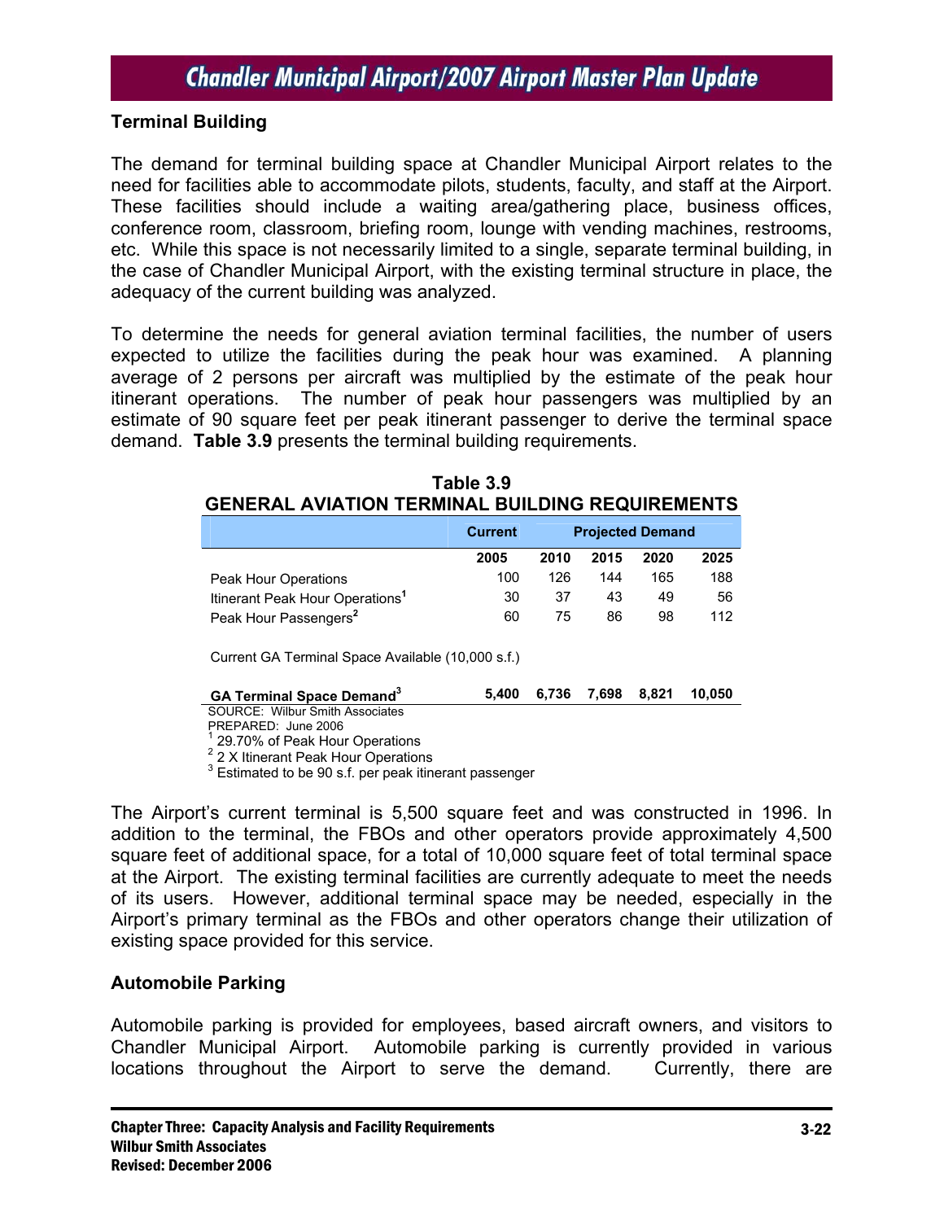### Terminal Building

The demand for terminal building space at Chandler Municipal Airport relates to the need for facilities able to accommodate pilots, students, faculty, and staff at the Airport. These facilities should include a waiting area/gathering place, business offices, conference room, classroom, briefing room, lounge with vending machines, restrooms, etc. While this space is not necessarily limited to a single, separate terminal building, in the case of Chandler Municipal Airport, with the existing terminal structure in place, the adequacy of the current building was analyzed.

To determine the needs for general aviation terminal facilities, the number of users expected to utilize the facilities during the peak hour was examined. A planning average of 2 persons per aircraft was multiplied by the estimate of the peak hour itinerant operations. The number of peak hour passengers was multiplied by an estimate of 90 square feet per peak itinerant passenger to derive the terminal space demand. **Table 3.9** presents the terminal building requirements.

**Table 3.9**
**GENERAL AVIATION TERMINAL BUILDING REQUIREMENTS**

| | Current | Projected Demand | | | |
|---|---|---|---|---|---|
| | 2005 | 2010 | 2015 | 2020 | 2025 |
| Peak Hour Operations | 100 | 126 | 144 | 165 | 188 |
| Itinerant Peak Hour Operations[1] | 30 | 37 | 43 | 49 | 56 |
| Peak Hour Passengers[2] | 60 | 75 | 86 | 98 | 112 |
| Current GA Terminal Space Available (10,000 s.f.) | | | | | |
| **GA Terminal Space Demand[3]** | **5,400** | **6,736** | **7,698** | **8,821** | **10,050** |

SOURCE: Wilbur Smith Associates
PREPARED: June 2006
[1] 29.70% of Peak Hour Operations
[2] 2 X Itinerant Peak Hour Operations
[3] Estimated to be 90 s.f. per peak itinerant passenger

The Airport's current terminal is 5,500 square feet and was constructed in 1996. In addition to the terminal, the FBOs and other operators provide approximately 4,500 square feet of additional space, for a total of 10,000 square feet of total terminal space at the Airport. The existing terminal facilities are currently adequate to meet the needs of its users. However, additional terminal space may be needed, especially in the Airport's primary terminal as the FBOs and other operators change their utilization of existing space provided for this service.

### Automobile Parking

Automobile parking is provided for employees, based aircraft owners, and visitors to Chandler Municipal Airport. Automobile parking is currently provided in various locations throughout the Airport to serve the demand. Currently, there are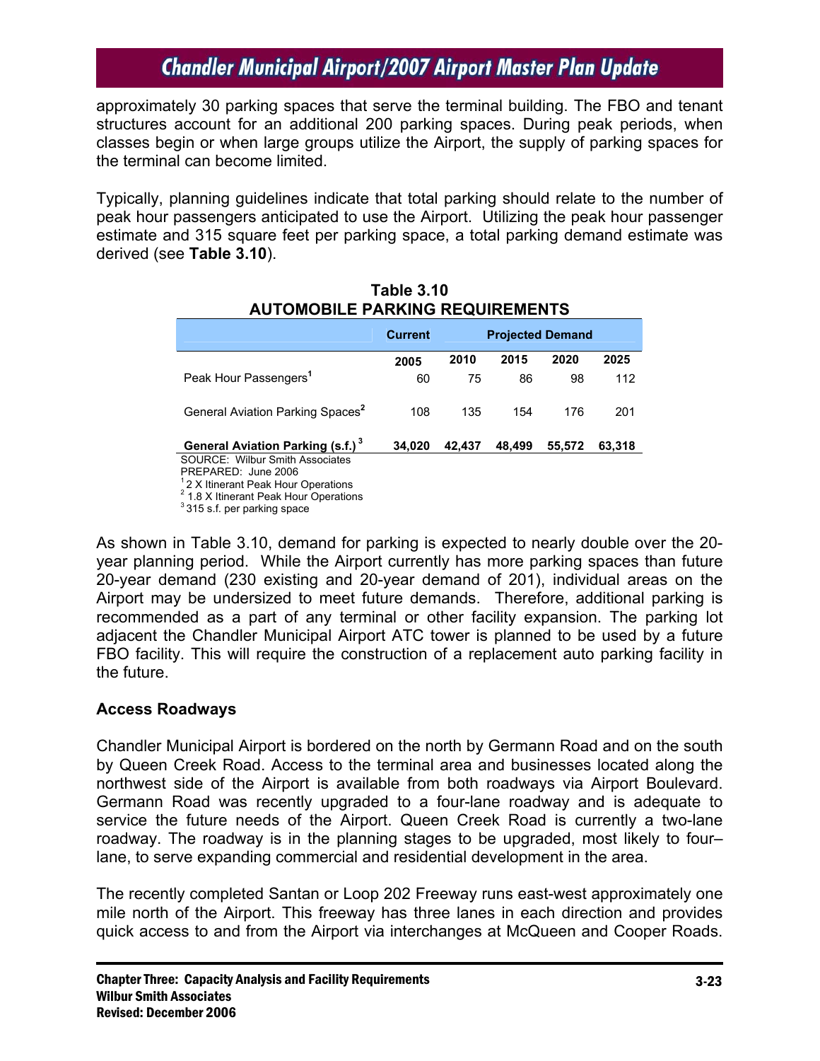approximately 30 parking spaces that serve the terminal building. The FBO and tenant structures account for an additional 200 parking spaces. During peak periods, when classes begin or when large groups utilize the Airport, the supply of parking spaces for the terminal can become limited.

Typically, planning guidelines indicate that total parking should relate to the number of peak hour passengers anticipated to use the Airport. Utilizing the peak hour passenger estimate and 315 square feet per parking space, a total parking demand estimate was derived (see **Table 3.10**).

**Table 3.10**
**AUTOMOBILE PARKING REQUIREMENTS**

| | Current | Projected Demand | | | |
|---|---|---|---|---|---|
| | **2005** | **2010** | **2015** | **2020** | **2025** |
| Peak Hour Passengers[1] | 60 | 75 | 86 | 98 | 112 |
| General Aviation Parking Spaces[2] | 108 | 135 | 154 | 176 | 201 |
| **General Aviation Parking (s.f.)[3]** | **34,020** | **42,437** | **48,499** | **55,572** | **63,318** |

SOURCE: Wilbur Smith Associates
PREPARED: June 2006
[1] 2 X Itinerant Peak Hour Operations
[2] 1.8 X Itinerant Peak Hour Operations
[3] 315 s.f. per parking space

As shown in Table 3.10, demand for parking is expected to nearly double over the 20-year planning period. While the Airport currently has more parking spaces than future 20-year demand (230 existing and 20-year demand of 201), individual areas on the Airport may be undersized to meet future demands. Therefore, additional parking is recommended as a part of any terminal or other facility expansion. The parking lot adjacent the Chandler Municipal Airport ATC tower is planned to be used by a future FBO facility. This will require the construction of a replacement auto parking facility in the future.

### Access Roadways

Chandler Municipal Airport is bordered on the north by Germann Road and on the south by Queen Creek Road. Access to the terminal area and businesses located along the northwest side of the Airport is available from both roadways via Airport Boulevard. Germann Road was recently upgraded to a four-lane roadway and is adequate to service the future needs of the Airport. Queen Creek Road is currently a two-lane roadway. The roadway is in the planning stages to be upgraded, most likely to four–lane, to serve expanding commercial and residential development in the area.

The recently completed Santan or Loop 202 Freeway runs east-west approximately one mile north of the Airport. This freeway has three lanes in each direction and provides quick access to and from the Airport via interchanges at McQueen and Cooper Roads.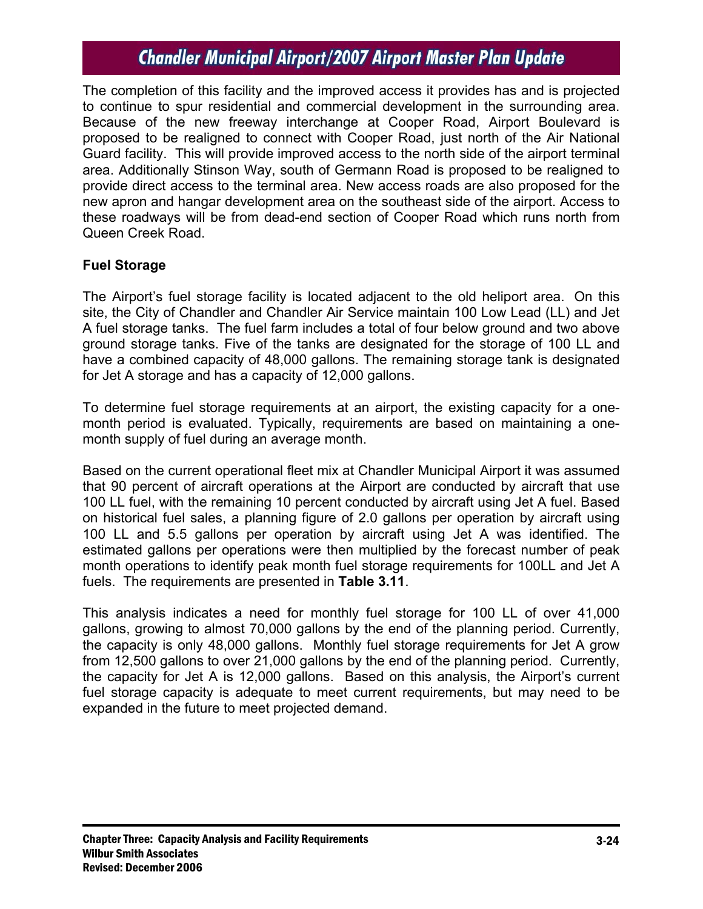The completion of this facility and the improved access it provides has and is projected to continue to spur residential and commercial development in the surrounding area. Because of the new freeway interchange at Cooper Road, Airport Boulevard is proposed to be realigned to connect with Cooper Road, just north of the Air National Guard facility. This will provide improved access to the north side of the airport terminal area. Additionally Stinson Way, south of Germann Road is proposed to be realigned to provide direct access to the terminal area. New access roads are also proposed for the new apron and hangar development area on the southeast side of the airport. Access to these roadways will be from dead-end section of Cooper Road which runs north from Queen Creek Road.

### Fuel Storage

The Airport's fuel storage facility is located adjacent to the old heliport area. On this site, the City of Chandler and Chandler Air Service maintain 100 Low Lead (LL) and Jet A fuel storage tanks. The fuel farm includes a total of four below ground and two above ground storage tanks. Five of the tanks are designated for the storage of 100 LL and have a combined capacity of 48,000 gallons. The remaining storage tank is designated for Jet A storage and has a capacity of 12,000 gallons.

To determine fuel storage requirements at an airport, the existing capacity for a one-month period is evaluated. Typically, requirements are based on maintaining a one-month supply of fuel during an average month.

Based on the current operational fleet mix at Chandler Municipal Airport it was assumed that 90 percent of aircraft operations at the Airport are conducted by aircraft that use 100 LL fuel, with the remaining 10 percent conducted by aircraft using Jet A fuel. Based on historical fuel sales, a planning figure of 2.0 gallons per operation by aircraft using 100 LL and 5.5 gallons per operation by aircraft using Jet A was identified. The estimated gallons per operations were then multiplied by the forecast number of peak month operations to identify peak month fuel storage requirements for 100LL and Jet A fuels. The requirements are presented in **Table 3.11**.

This analysis indicates a need for monthly fuel storage for 100 LL of over 41,000 gallons, growing to almost 70,000 gallons by the end of the planning period. Currently, the capacity is only 48,000 gallons. Monthly fuel storage requirements for Jet A grow from 12,500 gallons to over 21,000 gallons by the end of the planning period. Currently, the capacity for Jet A is 12,000 gallons. Based on this analysis, the Airport's current fuel storage capacity is adequate to meet current requirements, but may need to be expanded in the future to meet projected demand.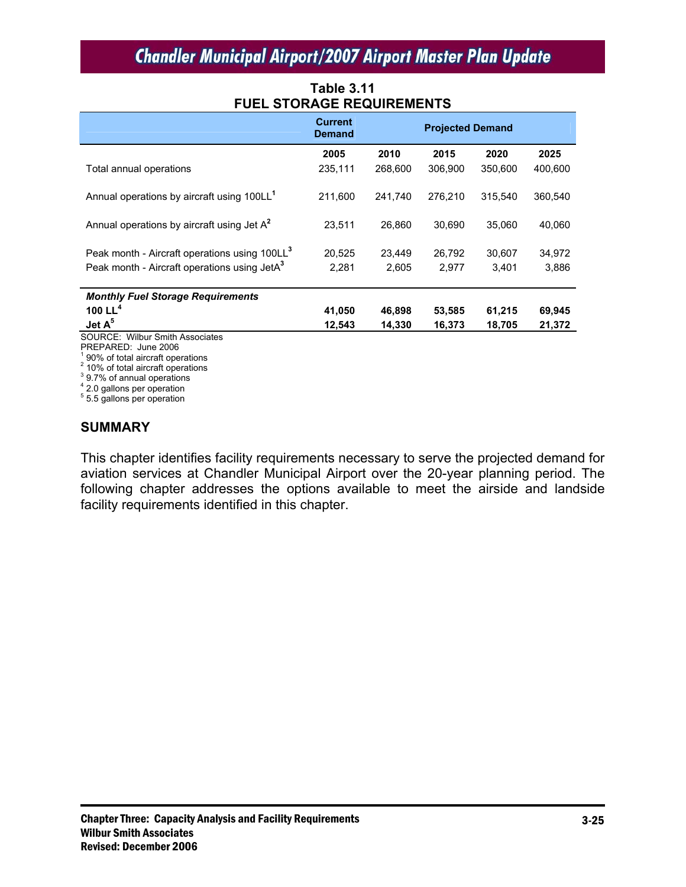**Table 3.11**
**FUEL STORAGE REQUIREMENTS**

| | Current Demand | Projected Demand | | | |
|---|---|---|---|---|---|
| | **2005** | **2010** | **2015** | **2020** | **2025** |
| Total annual operations | 235,111 | 268,600 | 306,900 | 350,600 | 400,600 |
| Annual operations by aircraft using 100LL[1] | 211,600 | 241,740 | 276,210 | 315,540 | 360,540 |
| Annual operations by aircraft using Jet A[2] | 23,511 | 26,860 | 30,690 | 35,060 | 40,060 |
| Peak month - Aircraft operations using 100LL[3] | 20,525 | 23,449 | 26,792 | 30,607 | 34,972 |
| Peak month - Aircraft operations using JetA[3] | 2,281 | 2,605 | 2,977 | 3,401 | 3,886 |
| ***Monthly Fuel Storage Requirements*** | | | | | |
| **100 LL[4]** | **41,050** | **46,898** | **53,585** | **61,215** | **69,945** |
| **Jet A[5]** | **12,543** | **14,330** | **16,373** | **18,705** | **21,372** |

SOURCE: Wilbur Smith Associates
PREPARED: June 2006
[1] 90% of total aircraft operations
[2] 10% of total aircraft operations
[3] 9.7% of annual operations
[4] 2.0 gallons per operation
[5] 5.5 gallons per operation

## SUMMARY

This chapter identifies facility requirements necessary to serve the projected demand for aviation services at Chandler Municipal Airport over the 20-year planning period. The following chapter addresses the options available to meet the airside and landside facility requirements identified in this chapter.